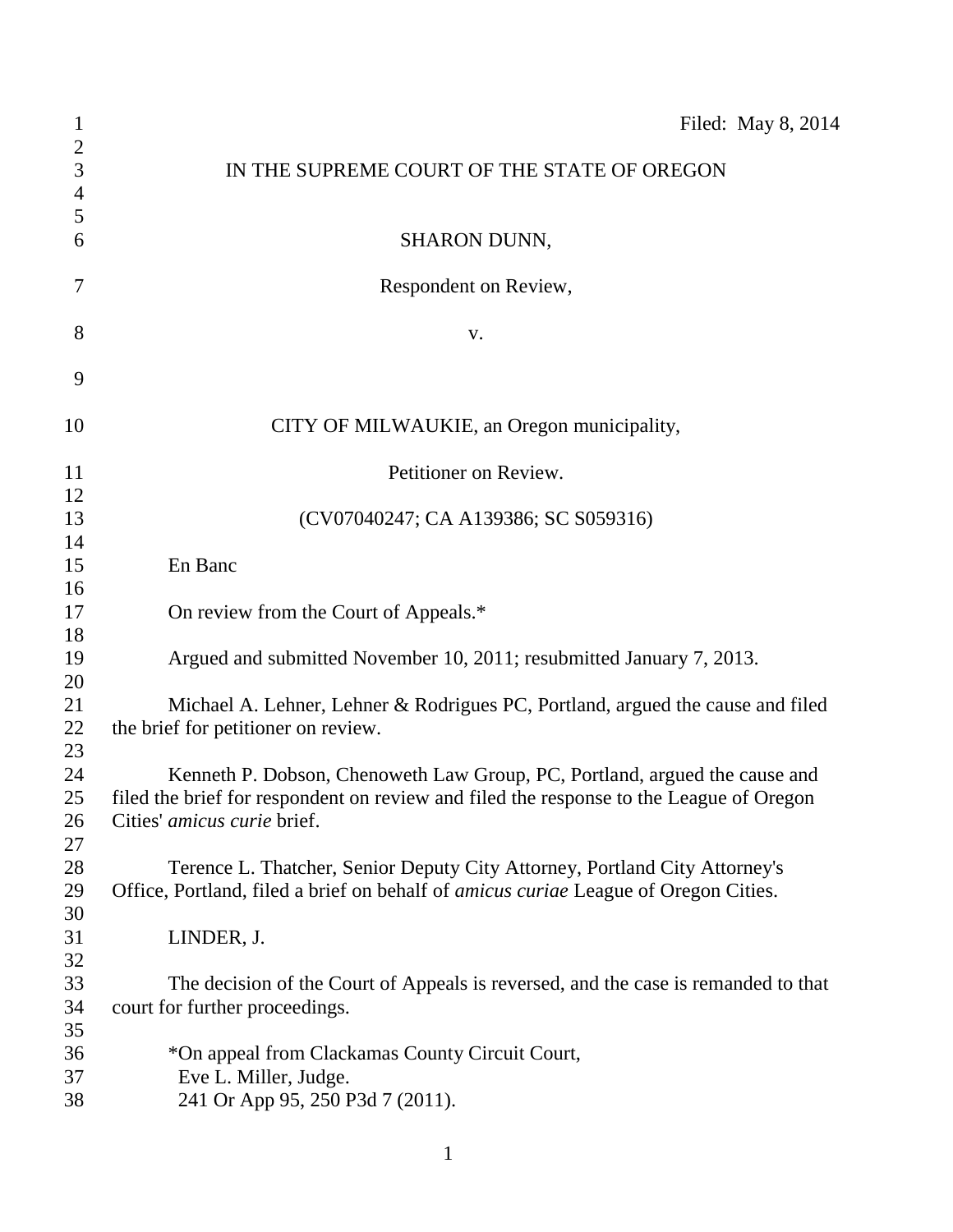Filed: May 8, 2014

IN THE SUPREME COURT OF THE STATE OF OREGON

SHARON DUNN,

Respondent on Review,

v.

CITY OF MILWAUKIE, an Oregon municipality,

Petitioner on Review.

(CV07040247; CA A139386; SC S059316)

En Banc

On review from the Court of Appeals.*

Argued and submitted November 10, 2011; resubmitted January 7, 2013.

Michael A. Lehner, Lehner & Rodrigues PC, Portland, argued the cause and filed the brief for petitioner on review.

Kenneth P. Dobson, Chenoweth Law Group, PC, Portland, argued the cause and filed the brief for respondent on review and filed the response to the League of Oregon Cities' *amicus curie* brief.

Terence L. Thatcher, Senior Deputy City Attorney, Portland City Attorney's Office, Portland, filed a brief on behalf of *amicus curiae* League of Oregon Cities.

LINDER, J.

The decision of the Court of Appeals is reversed, and the case is remanded to that court for further proceedings.

*On appeal from Clackamas County Circuit Court,
Eve L. Miller, Judge.
241 Or App 95, 250 P3d 7 (2011).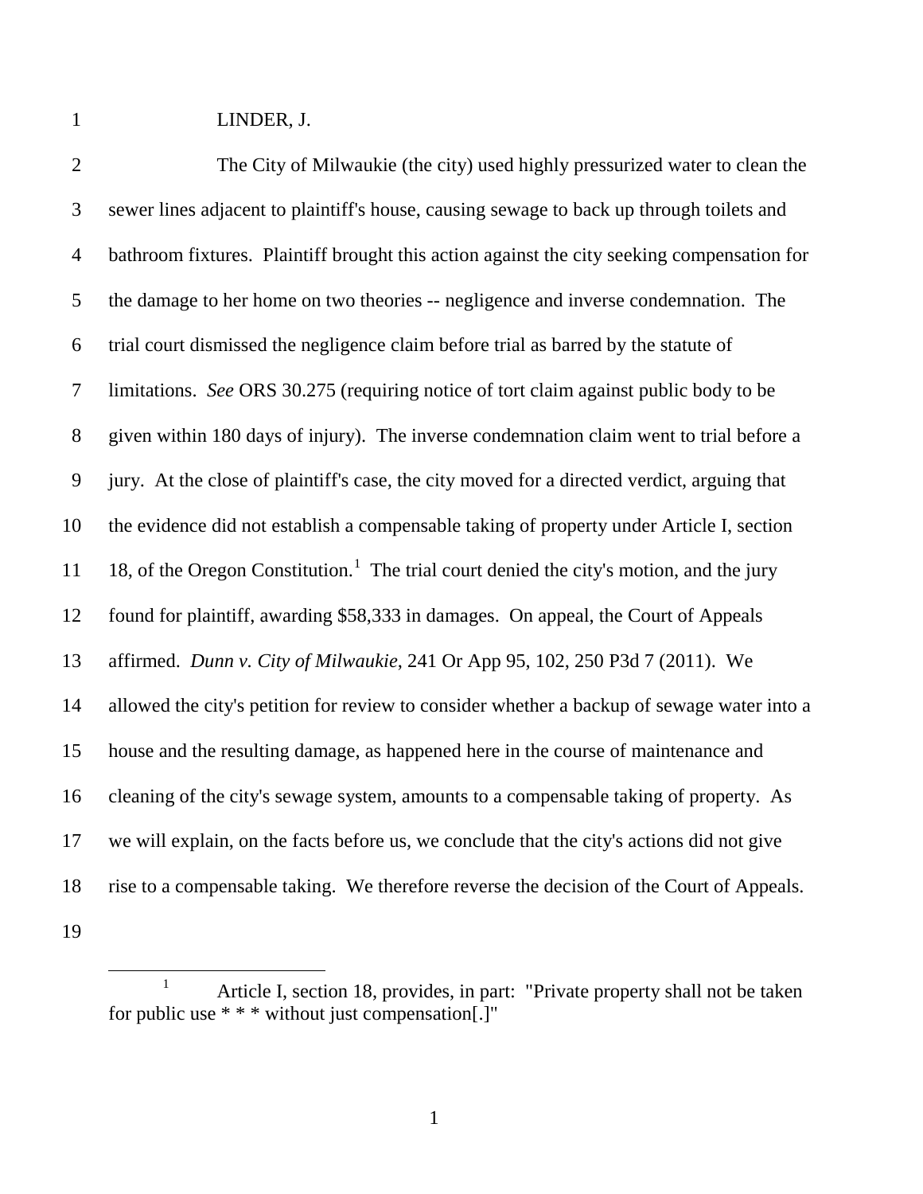LINDER, J.

The City of Milwaukie (the city) used highly pressurized water to clean the sewer lines adjacent to plaintiff's house, causing sewage to back up through toilets and bathroom fixtures. Plaintiff brought this action against the city seeking compensation for the damage to her home on two theories -- negligence and inverse condemnation. The trial court dismissed the negligence claim before trial as barred by the statute of limitations. *See* ORS 30.275 (requiring notice of tort claim against public body to be given within 180 days of injury). The inverse condemnation claim went to trial before a jury. At the close of plaintiff's case, the city moved for a directed verdict, arguing that the evidence did not establish a compensable taking of property under Article I, section 18, of the Oregon Constitution.[1] The trial court denied the city's motion, and the jury found for plaintiff, awarding $58,333 in damages. On appeal, the Court of Appeals affirmed. *Dunn v. City of Milwaukie*, 241 Or App 95, 102, 250 P3d 7 (2011). We allowed the city's petition for review to consider whether a backup of sewage water into a house and the resulting damage, as happened here in the course of maintenance and cleaning of the city's sewage system, amounts to a compensable taking of property. As we will explain, on the facts before us, we conclude that the city's actions did not give rise to a compensable taking. We therefore reverse the decision of the Court of Appeals.

---

[1] Article I, section 18, provides, in part: "Private property shall not be taken for public use * * * without just compensation[.]"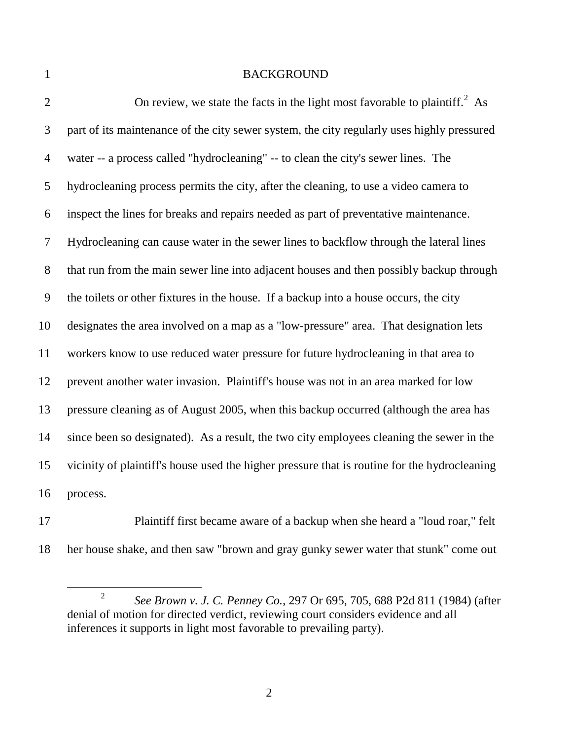## BACKGROUND

On review, we state the facts in the light most favorable to plaintiff.[2] As part of its maintenance of the city sewer system, the city regularly uses highly pressured water -- a process called "hydrocleaning" -- to clean the city's sewer lines. The hydrocleaning process permits the city, after the cleaning, to use a video camera to inspect the lines for breaks and repairs needed as part of preventative maintenance. Hydrocleaning can cause water in the sewer lines to backflow through the lateral lines that run from the main sewer line into adjacent houses and then possibly backup through the toilets or other fixtures in the house. If a backup into a house occurs, the city designates the area involved on a map as a "low-pressure" area. That designation lets workers know to use reduced water pressure for future hydrocleaning in that area to prevent another water invasion. Plaintiff's house was not in an area marked for low pressure cleaning as of August 2005, when this backup occurred (although the area has since been so designated). As a result, the two city employees cleaning the sewer in the vicinity of plaintiff's house used the higher pressure that is routine for the hydrocleaning process.

Plaintiff first became aware of a backup when she heard a "loud roar," felt her house shake, and then saw "brown and gray gunky sewer water that stunk" come out

---

[2] *See Brown v. J. C. Penney Co.*, 297 Or 695, 705, 688 P2d 811 (1984) (after denial of motion for directed verdict, reviewing court considers evidence and all inferences it supports in light most favorable to prevailing party).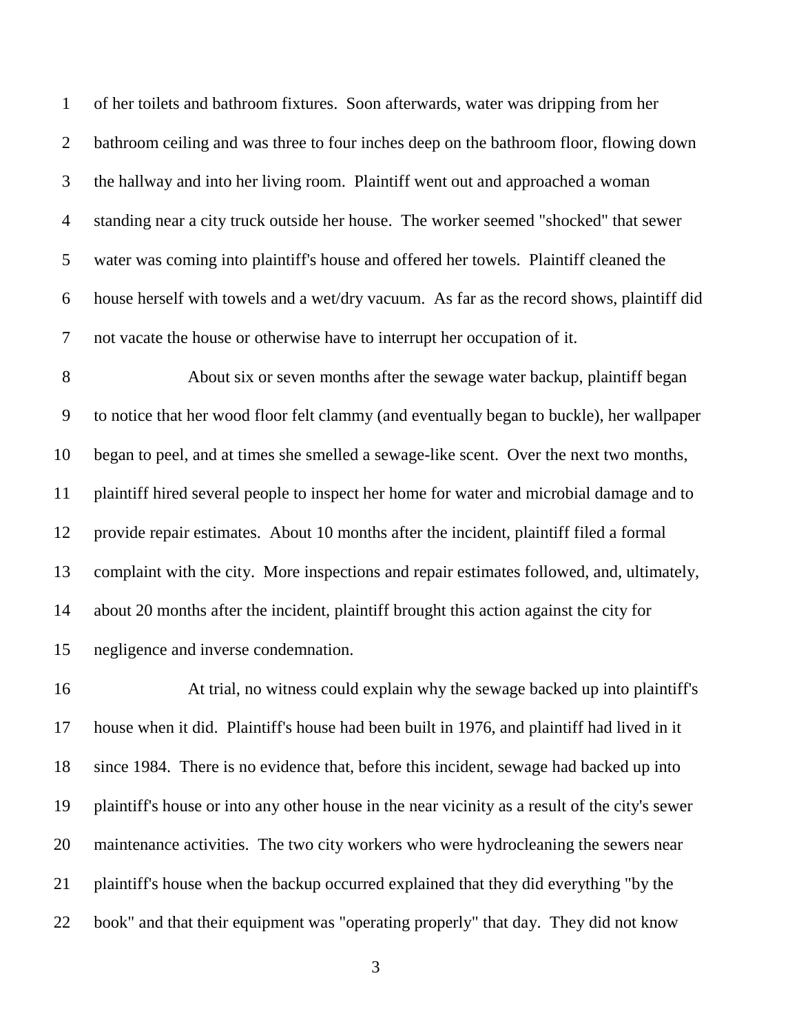of her toilets and bathroom fixtures. Soon afterwards, water was dripping from her bathroom ceiling and was three to four inches deep on the bathroom floor, flowing down the hallway and into her living room. Plaintiff went out and approached a woman standing near a city truck outside her house. The worker seemed "shocked" that sewer water was coming into plaintiff's house and offered her towels. Plaintiff cleaned the house herself with towels and a wet/dry vacuum. As far as the record shows, plaintiff did not vacate the house or otherwise have to interrupt her occupation of it.

About six or seven months after the sewage water backup, plaintiff began to notice that her wood floor felt clammy (and eventually began to buckle), her wallpaper began to peel, and at times she smelled a sewage-like scent. Over the next two months, plaintiff hired several people to inspect her home for water and microbial damage and to provide repair estimates. About 10 months after the incident, plaintiff filed a formal complaint with the city. More inspections and repair estimates followed, and, ultimately, about 20 months after the incident, plaintiff brought this action against the city for negligence and inverse condemnation.

At trial, no witness could explain why the sewage backed up into plaintiff's house when it did. Plaintiff's house had been built in 1976, and plaintiff had lived in it since 1984. There is no evidence that, before this incident, sewage had backed up into plaintiff's house or into any other house in the near vicinity as a result of the city's sewer maintenance activities. The two city workers who were hydrocleaning the sewers near plaintiff's house when the backup occurred explained that they did everything "by the book" and that their equipment was "operating properly" that day. They did not know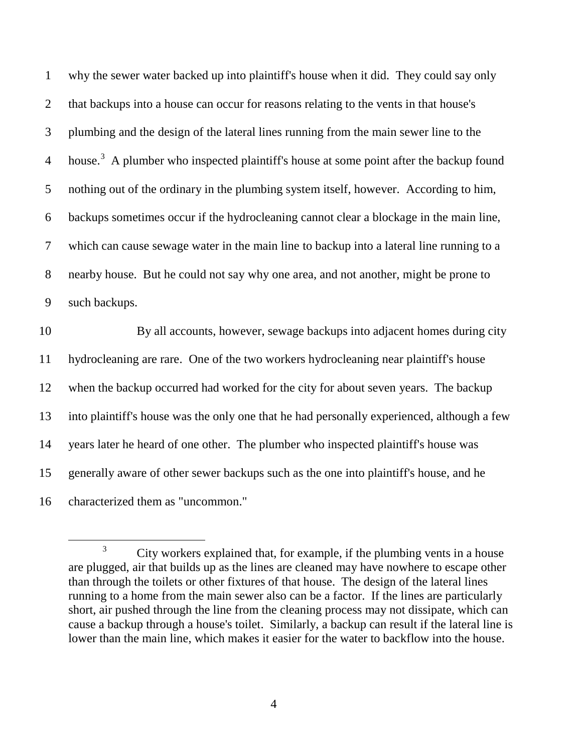why the sewer water backed up into plaintiff's house when it did. They could say only that backups into a house can occur for reasons relating to the vents in that house's plumbing and the design of the lateral lines running from the main sewer line to the house.[3] A plumber who inspected plaintiff's house at some point after the backup found nothing out of the ordinary in the plumbing system itself, however. According to him, backups sometimes occur if the hydrocleaning cannot clear a blockage in the main line, which can cause sewage water in the main line to backup into a lateral line running to a nearby house. But he could not say why one area, and not another, might be prone to such backups.

By all accounts, however, sewage backups into adjacent homes during city hydrocleaning are rare. One of the two workers hydrocleaning near plaintiff's house when the backup occurred had worked for the city for about seven years. The backup into plaintiff's house was the only one that he had personally experienced, although a few years later he heard of one other. The plumber who inspected plaintiff's house was generally aware of other sewer backups such as the one into plaintiff's house, and he characterized them as "uncommon."

---

[3] City workers explained that, for example, if the plumbing vents in a house are plugged, air that builds up as the lines are cleaned may have nowhere to escape other than through the toilets or other fixtures of that house. The design of the lateral lines running to a home from the main sewer also can be a factor. If the lines are particularly short, air pushed through the line from the cleaning process may not dissipate, which can cause a backup through a house's toilet. Similarly, a backup can result if the lateral line is lower than the main line, which makes it easier for the water to backflow into the house.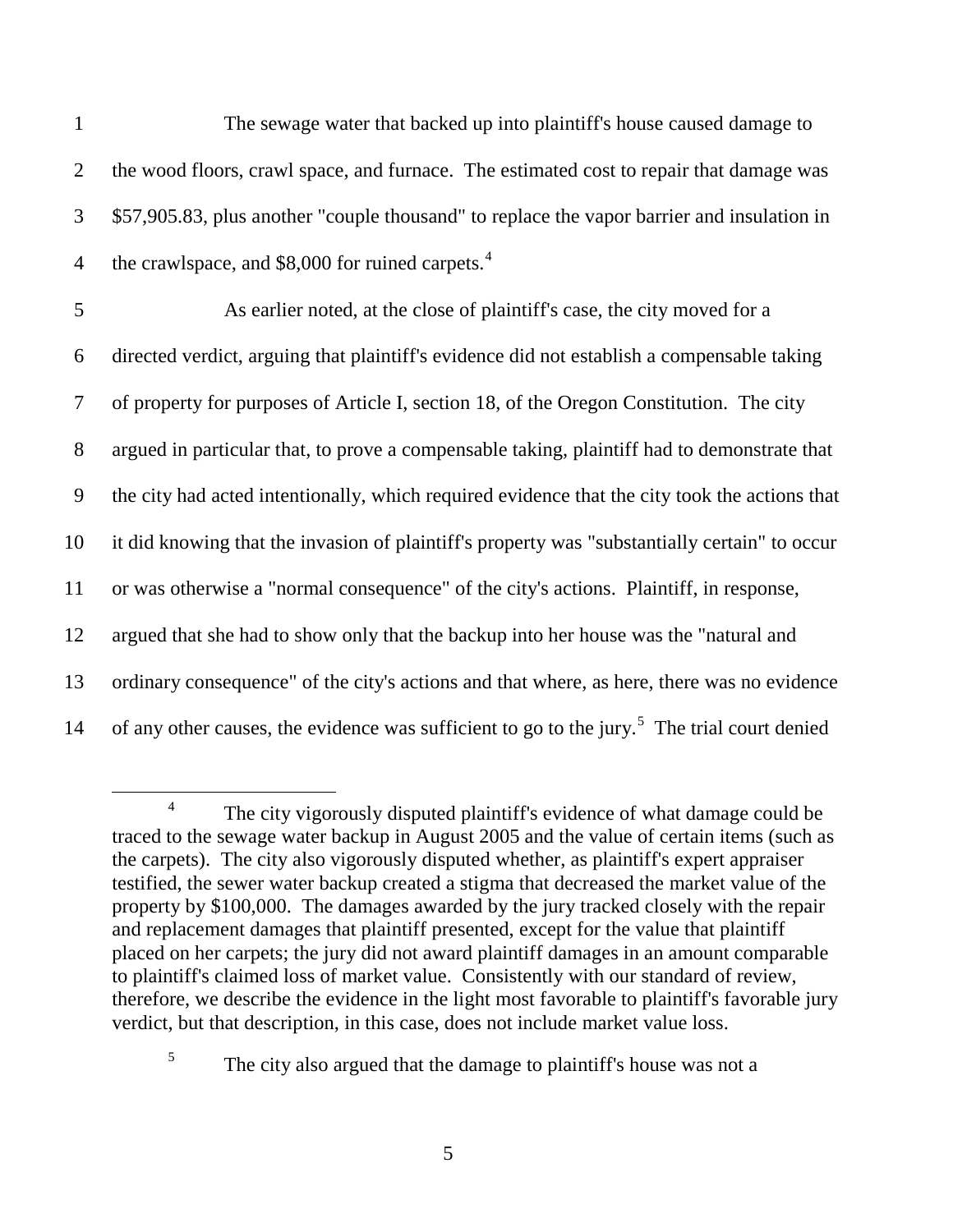The sewage water that backed up into plaintiff's house caused damage to the wood floors, crawl space, and furnace. The estimated cost to repair that damage was $57,905.83, plus another "couple thousand" to replace the vapor barrier and insulation in the crawlspace, and $8,000 for ruined carpets.[4]

As earlier noted, at the close of plaintiff's case, the city moved for a directed verdict, arguing that plaintiff's evidence did not establish a compensable taking of property for purposes of Article I, section 18, of the Oregon Constitution. The city argued in particular that, to prove a compensable taking, plaintiff had to demonstrate that the city had acted intentionally, which required evidence that the city took the actions that it did knowing that the invasion of plaintiff's property was "substantially certain" to occur or was otherwise a "normal consequence" of the city's actions. Plaintiff, in response, argued that she had to show only that the backup into her house was the "natural and ordinary consequence" of the city's actions and that where, as here, there was no evidence of any other causes, the evidence was sufficient to go to the jury.[5] The trial court denied

---

[4] The city vigorously disputed plaintiff's evidence of what damage could be traced to the sewage water backup in August 2005 and the value of certain items (such as the carpets). The city also vigorously disputed whether, as plaintiff's expert appraiser testified, the sewer water backup created a stigma that decreased the market value of the property by $100,000. The damages awarded by the jury tracked closely with the repair and replacement damages that plaintiff presented, except for the value that plaintiff placed on her carpets; the jury did not award plaintiff damages in an amount comparable to plaintiff's claimed loss of market value. Consistently with our standard of review, therefore, we describe the evidence in the light most favorable to plaintiff's favorable jury verdict, but that description, in this case, does not include market value loss.

[5] The city also argued that the damage to plaintiff's house was not a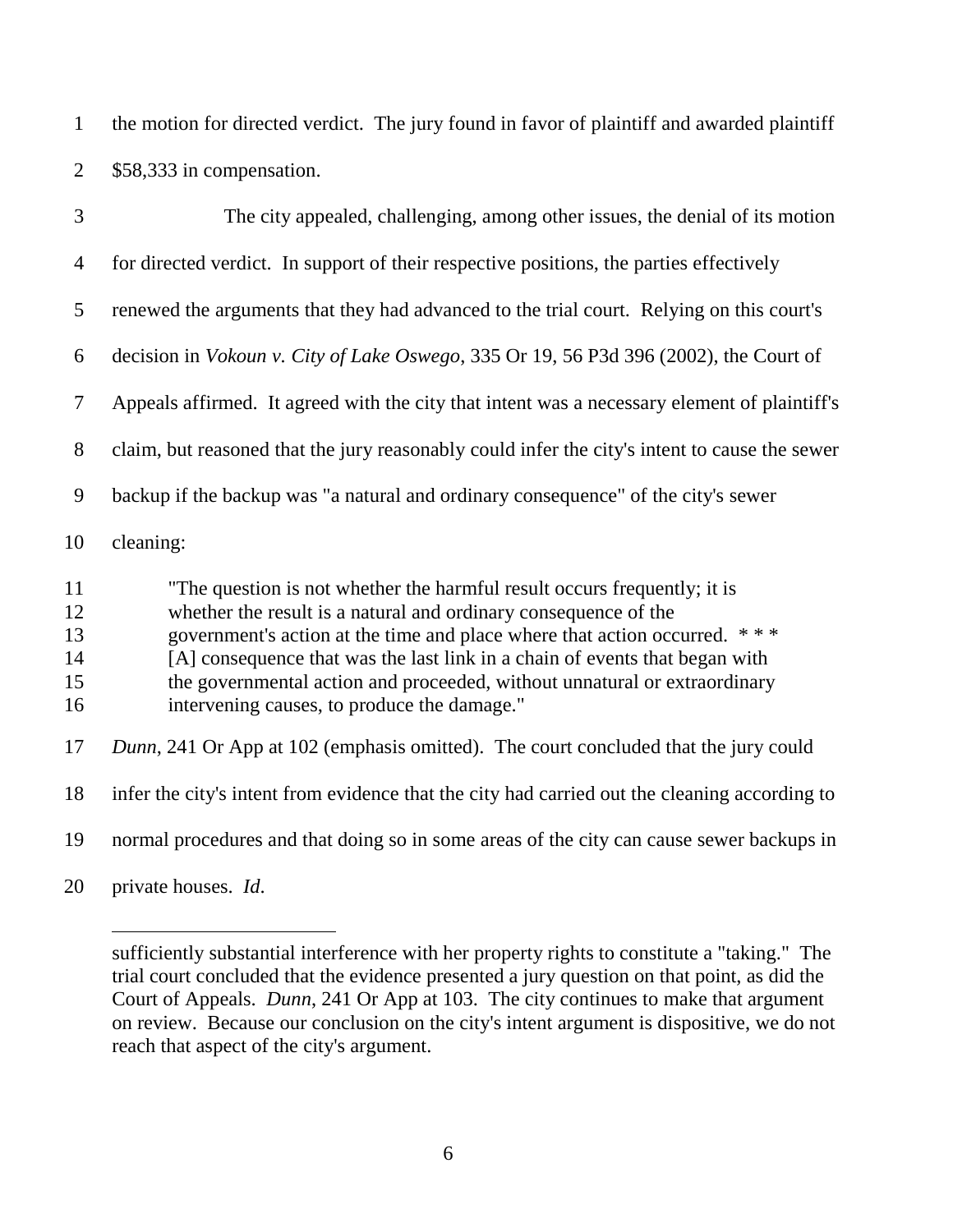the motion for directed verdict. The jury found in favor of plaintiff and awarded plaintiff $58,333 in compensation.

The city appealed, challenging, among other issues, the denial of its motion for directed verdict. In support of their respective positions, the parties effectively renewed the arguments that they had advanced to the trial court. Relying on this court's decision in *Vokoun v. City of Lake Oswego*, 335 Or 19, 56 P3d 396 (2002), the Court of Appeals affirmed. It agreed with the city that intent was a necessary element of plaintiff's claim, but reasoned that the jury reasonably could infer the city's intent to cause the sewer backup if the backup was "a natural and ordinary consequence" of the city's sewer cleaning:

> "The question is not whether the harmful result occurs frequently; it is whether the result is a natural and ordinary consequence of the government's action at the time and place where that action occurred. * * * [A] consequence that was the last link in a chain of events that began with the governmental action and proceeded, without unnatural or extraordinary intervening causes, to produce the damage."

*Dunn*, 241 Or App at 102 (emphasis omitted). The court concluded that the jury could infer the city's intent from evidence that the city had carried out the cleaning according to normal procedures and that doing so in some areas of the city can cause sewer backups in private houses. *Id*.

---

sufficiently substantial interference with her property rights to constitute a "taking." The trial court concluded that the evidence presented a jury question on that point, as did the Court of Appeals. *Dunn*, 241 Or App at 103. The city continues to make that argument on review. Because our conclusion on the city's intent argument is dispositive, we do not reach that aspect of the city's argument.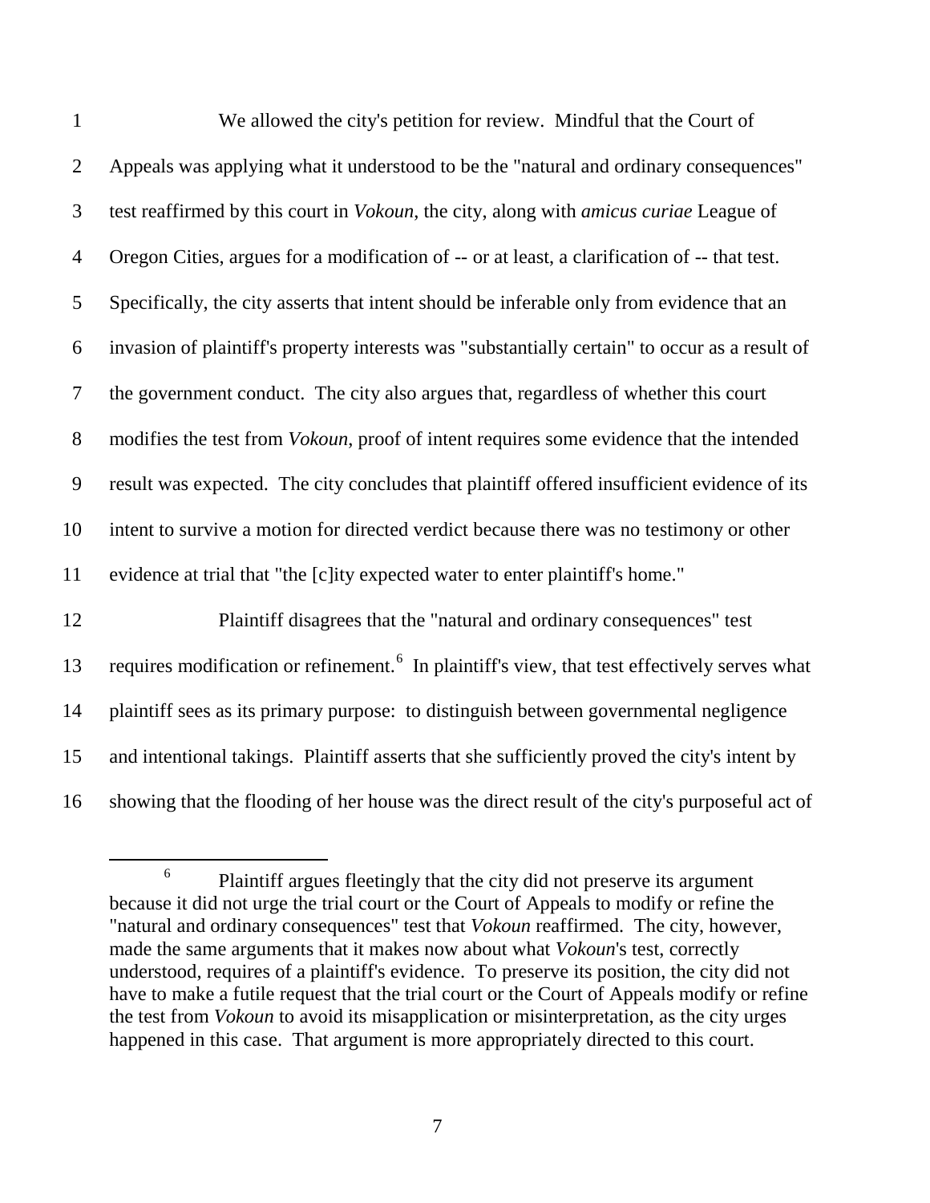We allowed the city's petition for review. Mindful that the Court of Appeals was applying what it understood to be the "natural and ordinary consequences" test reaffirmed by this court in *Vokoun*, the city, along with *amicus curiae* League of Oregon Cities, argues for a modification of -- or at least, a clarification of -- that test. Specifically, the city asserts that intent should be inferable only from evidence that an invasion of plaintiff's property interests was "substantially certain" to occur as a result of the government conduct. The city also argues that, regardless of whether this court modifies the test from *Vokoun*, proof of intent requires some evidence that the intended result was expected. The city concludes that plaintiff offered insufficient evidence of its intent to survive a motion for directed verdict because there was no testimony or other evidence at trial that "the [c]ity expected water to enter plaintiff's home."

Plaintiff disagrees that the "natural and ordinary consequences" test requires modification or refinement.[6] In plaintiff's view, that test effectively serves what plaintiff sees as its primary purpose: to distinguish between governmental negligence and intentional takings. Plaintiff asserts that she sufficiently proved the city's intent by showing that the flooding of her house was the direct result of the city's purposeful act of

---

[6] Plaintiff argues fleetingly that the city did not preserve its argument because it did not urge the trial court or the Court of Appeals to modify or refine the "natural and ordinary consequences" test that *Vokoun* reaffirmed. The city, however, made the same arguments that it makes now about what *Vokoun*'s test, correctly understood, requires of a plaintiff's evidence. To preserve its position, the city did not have to make a futile request that the trial court or the Court of Appeals modify or refine the test from *Vokoun* to avoid its misapplication or misinterpretation, as the city urges happened in this case. That argument is more appropriately directed to this court.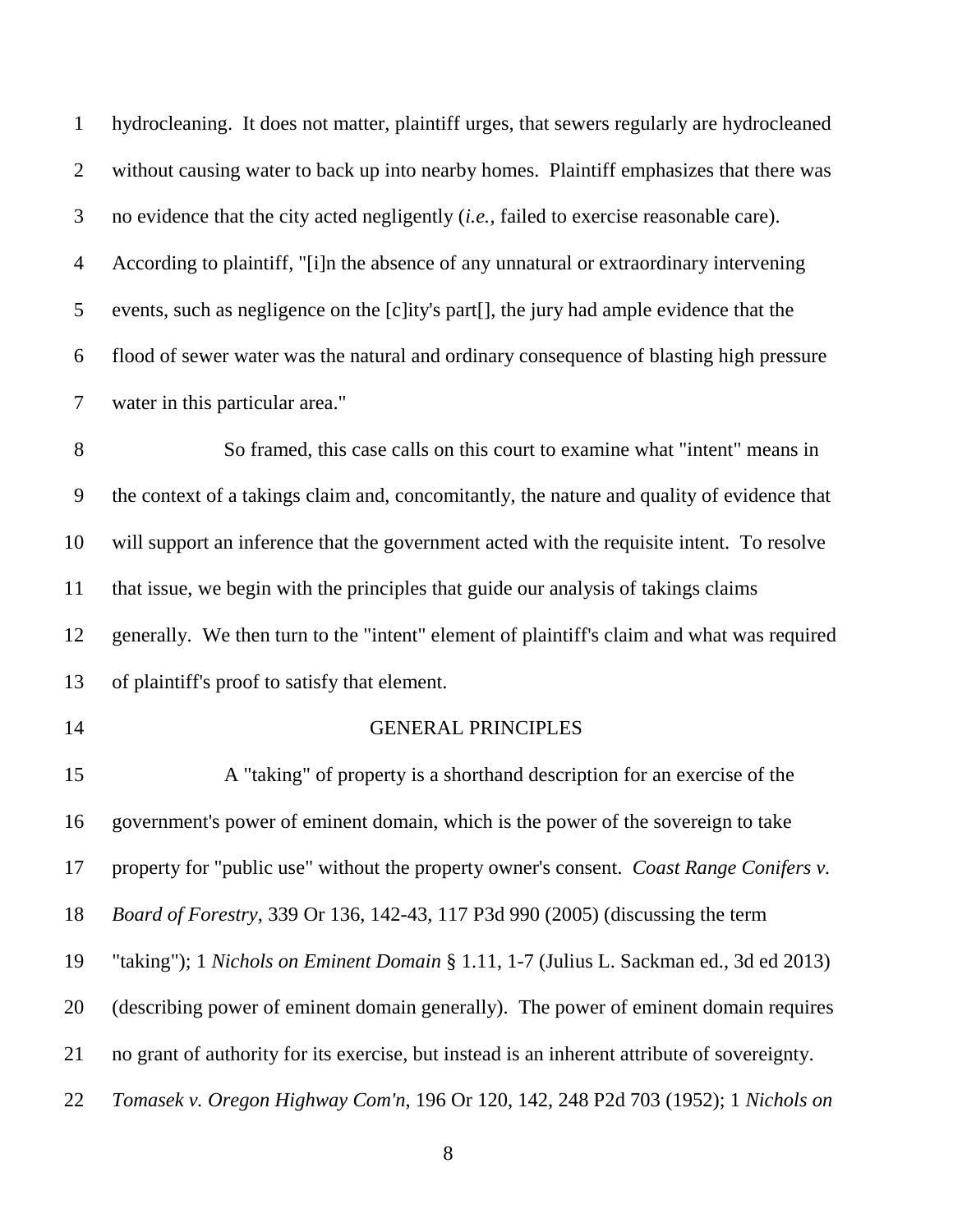hydrocleaning. It does not matter, plaintiff urges, that sewers regularly are hydrocleaned without causing water to back up into nearby homes. Plaintiff emphasizes that there was no evidence that the city acted negligently (*i.e.*, failed to exercise reasonable care). According to plaintiff, "[i]n the absence of any unnatural or extraordinary intervening events, such as negligence on the [c]ity's part[], the jury had ample evidence that the flood of sewer water was the natural and ordinary consequence of blasting high pressure water in this particular area."

So framed, this case calls on this court to examine what "intent" means in the context of a takings claim and, concomitantly, the nature and quality of evidence that will support an inference that the government acted with the requisite intent. To resolve that issue, we begin with the principles that guide our analysis of takings claims generally. We then turn to the "intent" element of plaintiff's claim and what was required of plaintiff's proof to satisfy that element.

## GENERAL PRINCIPLES

A "taking" of property is a shorthand description for an exercise of the government's power of eminent domain, which is the power of the sovereign to take property for "public use" without the property owner's consent. *Coast Range Conifers v. Board of Forestry*, 339 Or 136, 142-43, 117 P3d 990 (2005) (discussing the term "taking"); 1 *Nichols on Eminent Domain* § 1.11, 1-7 (Julius L. Sackman ed., 3d ed 2013) (describing power of eminent domain generally). The power of eminent domain requires no grant of authority for its exercise, but instead is an inherent attribute of sovereignty. *Tomasek v. Oregon Highway Com'n*, 196 Or 120, 142, 248 P2d 703 (1952); 1 *Nichols on*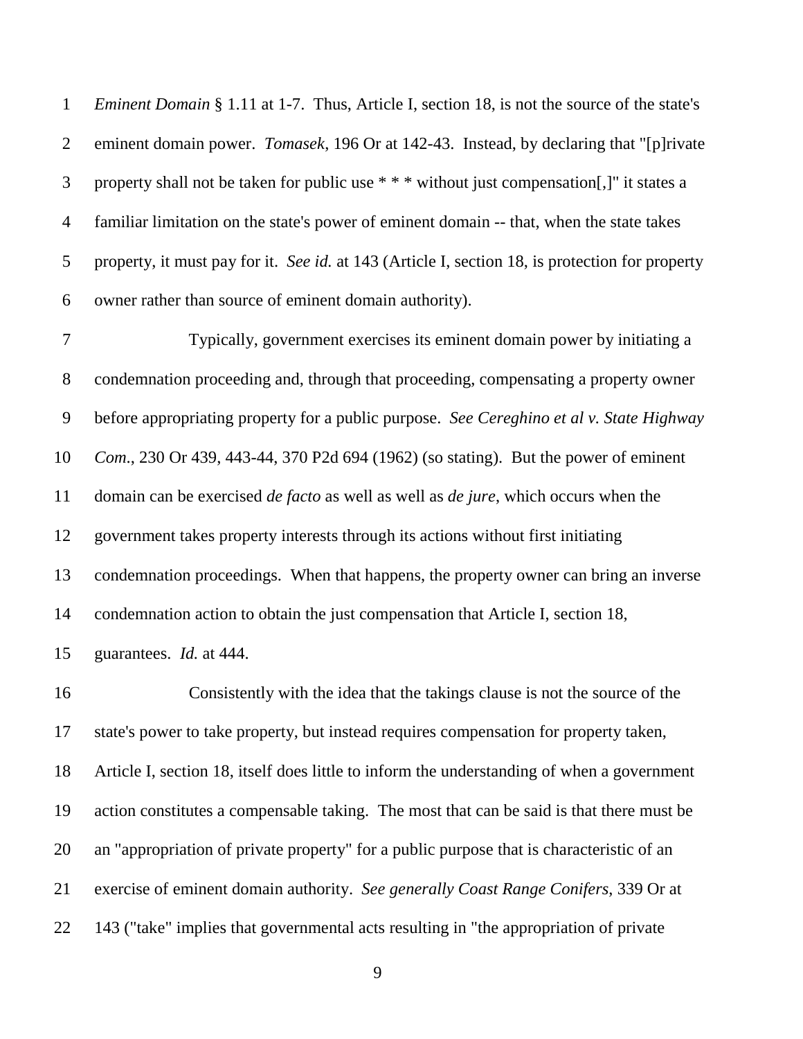*Eminent Domain* § 1.11 at 1-7. Thus, Article I, section 18, is not the source of the state's eminent domain power. *Tomasek*, 196 Or at 142-43. Instead, by declaring that "[p]rivate property shall not be taken for public use * * * without just compensation[,]" it states a familiar limitation on the state's power of eminent domain -- that, when the state takes property, it must pay for it. *See id.* at 143 (Article I, section 18, is protection for property owner rather than source of eminent domain authority).

Typically, government exercises its eminent domain power by initiating a condemnation proceeding and, through that proceeding, compensating a property owner before appropriating property for a public purpose. *See Cereghino et al v. State Highway Com.*, 230 Or 439, 443-44, 370 P2d 694 (1962) (so stating). But the power of eminent domain can be exercised *de facto* as well as well as *de jure*, which occurs when the government takes property interests through its actions without first initiating condemnation proceedings. When that happens, the property owner can bring an inverse condemnation action to obtain the just compensation that Article I, section 18, guarantees. *Id.* at 444.

Consistently with the idea that the takings clause is not the source of the state's power to take property, but instead requires compensation for property taken, Article I, section 18, itself does little to inform the understanding of when a government action constitutes a compensable taking. The most that can be said is that there must be an "appropriation of private property" for a public purpose that is characteristic of an exercise of eminent domain authority. *See generally Coast Range Conifers*, 339 Or at 143 ("take" implies that governmental acts resulting in "the appropriation of private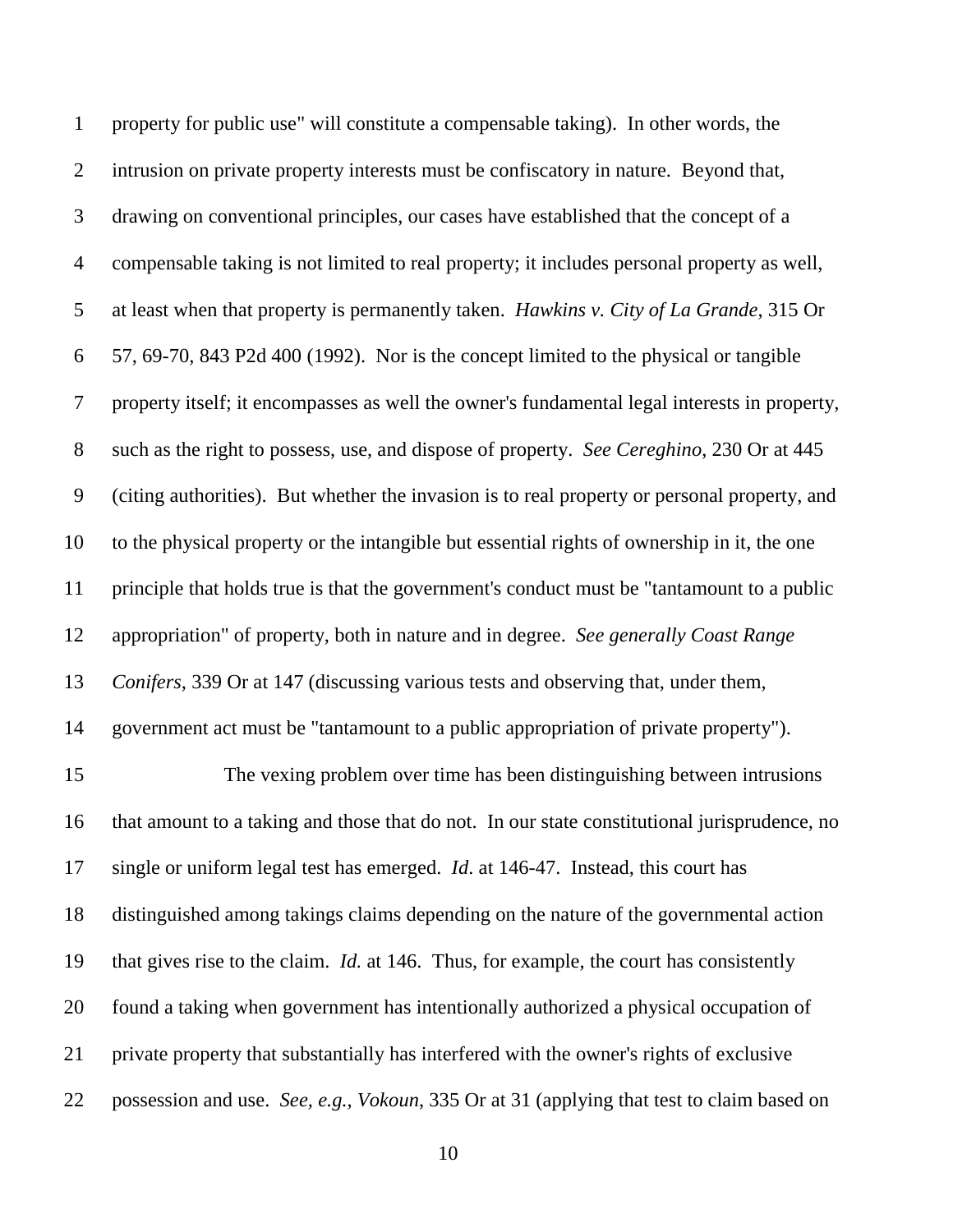property for public use" will constitute a compensable taking). In other words, the intrusion on private property interests must be confiscatory in nature. Beyond that, drawing on conventional principles, our cases have established that the concept of a compensable taking is not limited to real property; it includes personal property as well, at least when that property is permanently taken. *Hawkins v. City of La Grande*, 315 Or 57, 69-70, 843 P2d 400 (1992). Nor is the concept limited to the physical or tangible property itself; it encompasses as well the owner's fundamental legal interests in property, such as the right to possess, use, and dispose of property. *See Cereghino*, 230 Or at 445 (citing authorities). But whether the invasion is to real property or personal property, and to the physical property or the intangible but essential rights of ownership in it, the one principle that holds true is that the government's conduct must be "tantamount to a public appropriation" of property, both in nature and in degree. *See generally Coast Range Conifers*, 339 Or at 147 (discussing various tests and observing that, under them, government act must be "tantamount to a public appropriation of private property").

The vexing problem over time has been distinguishing between intrusions that amount to a taking and those that do not. In our state constitutional jurisprudence, no single or uniform legal test has emerged. *Id*. at 146-47. Instead, this court has distinguished among takings claims depending on the nature of the governmental action that gives rise to the claim. *Id.* at 146. Thus, for example, the court has consistently found a taking when government has intentionally authorized a physical occupation of private property that substantially has interfered with the owner's rights of exclusive possession and use. *See, e.g.*, *Vokoun*, 335 Or at 31 (applying that test to claim based on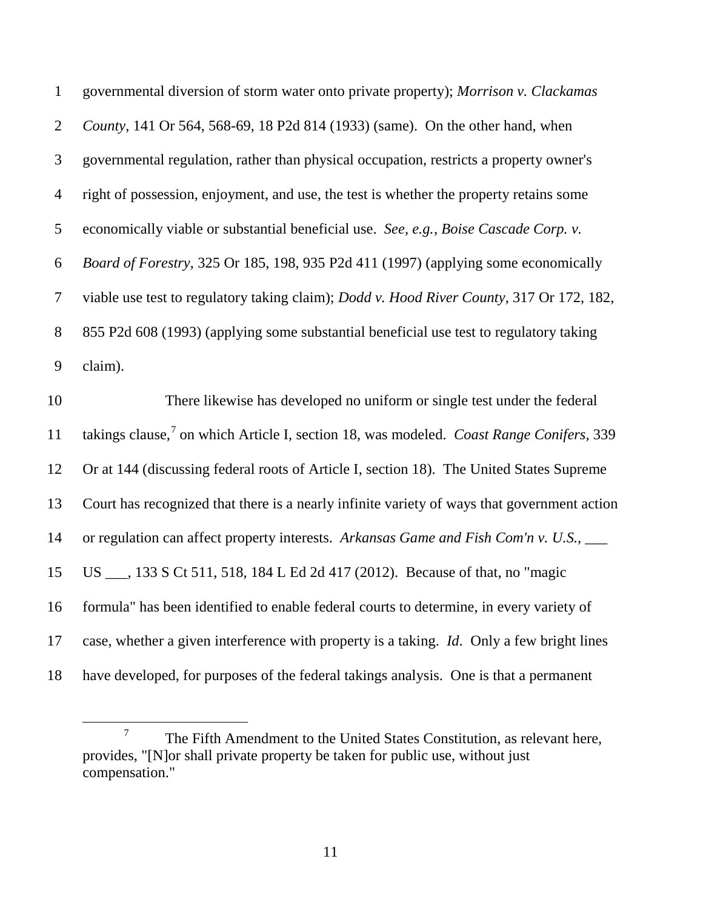governmental diversion of storm water onto private property); *Morrison v. Clackamas County*, 141 Or 564, 568-69, 18 P2d 814 (1933) (same). On the other hand, when governmental regulation, rather than physical occupation, restricts a property owner's right of possession, enjoyment, and use, the test is whether the property retains some economically viable or substantial beneficial use. *See, e.g.*, *Boise Cascade Corp. v. Board of Forestry*, 325 Or 185, 198, 935 P2d 411 (1997) (applying some economically viable use test to regulatory taking claim); *Dodd v. Hood River County*, 317 Or 172, 182, 855 P2d 608 (1993) (applying some substantial beneficial use test to regulatory taking claim).

There likewise has developed no uniform or single test under the federal takings clause,[7] on which Article I, section 18, was modeled. *Coast Range Conifers*, 339 Or at 144 (discussing federal roots of Article I, section 18). The United States Supreme Court has recognized that there is a nearly infinite variety of ways that government action or regulation can affect property interests. *Arkansas Game and Fish Com'n v. U.S.*, ___ US ___, 133 S Ct 511, 518, 184 L Ed 2d 417 (2012). Because of that, no "magic formula" has been identified to enable federal courts to determine, in every variety of case, whether a given interference with property is a taking. *Id*. Only a few bright lines have developed, for purposes of the federal takings analysis. One is that a permanent

---

[7] The Fifth Amendment to the United States Constitution, as relevant here, provides, "[N]or shall private property be taken for public use, without just compensation."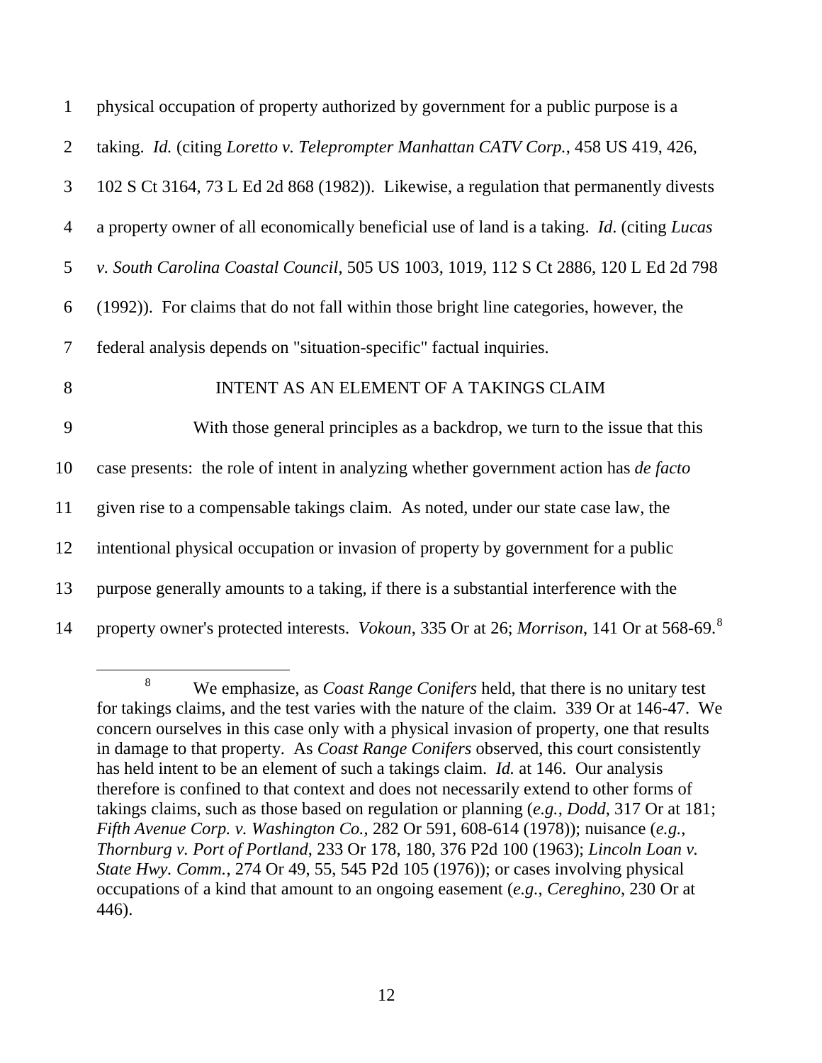physical occupation of property authorized by government for a public purpose is a taking. *Id.* (citing *Loretto v. Teleprompter Manhattan CATV Corp.*, 458 US 419, 426, 102 S Ct 3164, 73 L Ed 2d 868 (1982)). Likewise, a regulation that permanently divests a property owner of all economically beneficial use of land is a taking. *Id*. (citing *Lucas v. South Carolina Coastal Council*, 505 US 1003, 1019, 112 S Ct 2886, 120 L Ed 2d 798 (1992)). For claims that do not fall within those bright line categories, however, the federal analysis depends on "situation-specific" factual inquiries.

## INTENT AS AN ELEMENT OF A TAKINGS CLAIM

With those general principles as a backdrop, we turn to the issue that this case presents: the role of intent in analyzing whether government action has *de facto* given rise to a compensable takings claim. As noted, under our state case law, the intentional physical occupation or invasion of property by government for a public purpose generally amounts to a taking, if there is a substantial interference with the property owner's protected interests. *Vokoun*, 335 Or at 26; *Morrison*, 141 Or at 568-69.[8]

[8] We emphasize, as *Coast Range Conifers* held, that there is no unitary test for takings claims, and the test varies with the nature of the claim. 339 Or at 146-47. We concern ourselves in this case only with a physical invasion of property, one that results in damage to that property. As *Coast Range Conifers* observed, this court consistently has held intent to be an element of such a takings claim. *Id.* at 146. Our analysis therefore is confined to that context and does not necessarily extend to other forms of takings claims, such as those based on regulation or planning (*e.g.*, *Dodd*, 317 Or at 181; *Fifth Avenue Corp. v. Washington Co.*, 282 Or 591, 608-614 (1978)); nuisance (*e.g.*, *Thornburg v. Port of Portland*, 233 Or 178, 180, 376 P2d 100 (1963); *Lincoln Loan v. State Hwy. Comm.*, 274 Or 49, 55, 545 P2d 105 (1976)); or cases involving physical occupations of a kind that amount to an ongoing easement (*e.g.*, *Cereghino*, 230 Or at 446).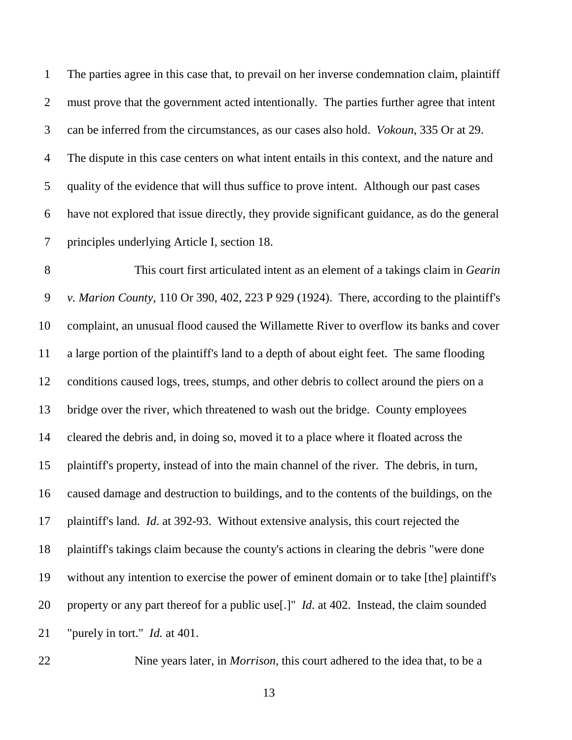The parties agree in this case that, to prevail on her inverse condemnation claim, plaintiff must prove that the government acted intentionally. The parties further agree that intent can be inferred from the circumstances, as our cases also hold. *Vokoun*, 335 Or at 29. The dispute in this case centers on what intent entails in this context, and the nature and quality of the evidence that will thus suffice to prove intent. Although our past cases have not explored that issue directly, they provide significant guidance, as do the general principles underlying Article I, section 18.

This court first articulated intent as an element of a takings claim in *Gearin v. Marion County*, 110 Or 390, 402, 223 P 929 (1924). There, according to the plaintiff's complaint, an unusual flood caused the Willamette River to overflow its banks and cover a large portion of the plaintiff's land to a depth of about eight feet. The same flooding conditions caused logs, trees, stumps, and other debris to collect around the piers on a bridge over the river, which threatened to wash out the bridge. County employees cleared the debris and, in doing so, moved it to a place where it floated across the plaintiff's property, instead of into the main channel of the river. The debris, in turn, caused damage and destruction to buildings, and to the contents of the buildings, on the plaintiff's land. *Id*. at 392-93. Without extensive analysis, this court rejected the plaintiff's takings claim because the county's actions in clearing the debris "were done without any intention to exercise the power of eminent domain or to take [the] plaintiff's property or any part thereof for a public use[.]" *Id*. at 402. Instead, the claim sounded "purely in tort." *Id.* at 401.

Nine years later, in *Morrison*, this court adhered to the idea that, to be a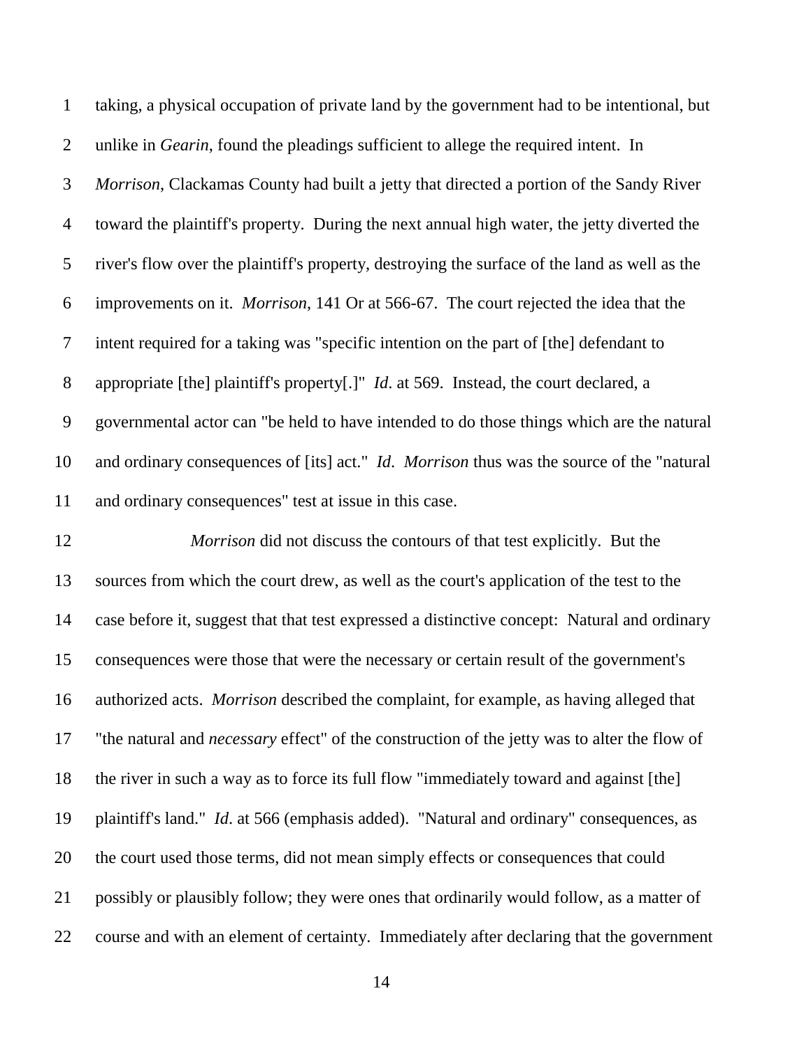taking, a physical occupation of private land by the government had to be intentional, but unlike in *Gearin*, found the pleadings sufficient to allege the required intent. In *Morrison*, Clackamas County had built a jetty that directed a portion of the Sandy River toward the plaintiff's property. During the next annual high water, the jetty diverted the river's flow over the plaintiff's property, destroying the surface of the land as well as the improvements on it. *Morrison*, 141 Or at 566-67. The court rejected the idea that the intent required for a taking was "specific intention on the part of [the] defendant to appropriate [the] plaintiff's property[.]" *Id*. at 569. Instead, the court declared, a governmental actor can "be held to have intended to do those things which are the natural and ordinary consequences of [its] act." *Id*. *Morrison* thus was the source of the "natural and ordinary consequences" test at issue in this case.

*Morrison* did not discuss the contours of that test explicitly. But the sources from which the court drew, as well as the court's application of the test to the case before it, suggest that that test expressed a distinctive concept: Natural and ordinary consequences were those that were the necessary or certain result of the government's authorized acts. *Morrison* described the complaint, for example, as having alleged that "the natural and *necessary* effect" of the construction of the jetty was to alter the flow of the river in such a way as to force its full flow "immediately toward and against [the] plaintiff's land." *Id*. at 566 (emphasis added). "Natural and ordinary" consequences, as the court used those terms, did not mean simply effects or consequences that could possibly or plausibly follow; they were ones that ordinarily would follow, as a matter of course and with an element of certainty. Immediately after declaring that the government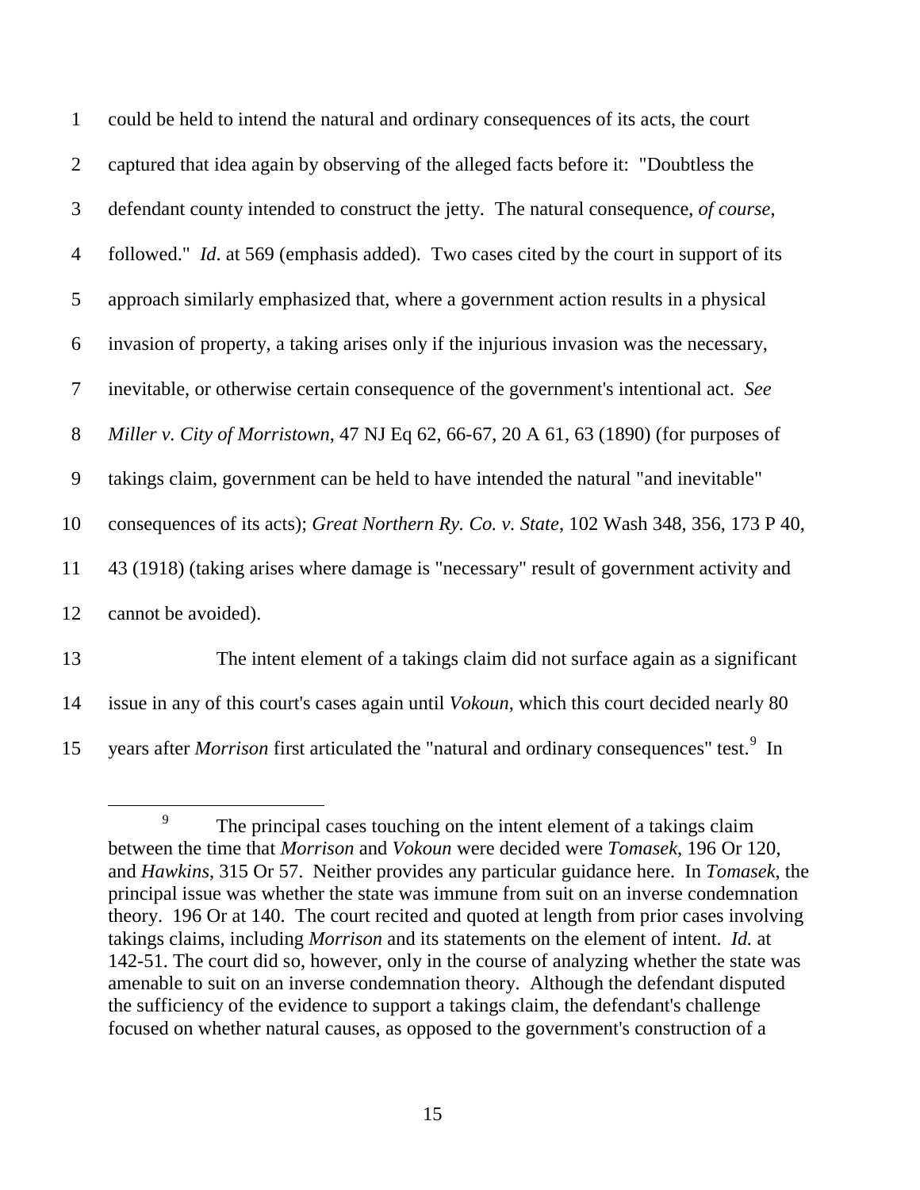could be held to intend the natural and ordinary consequences of its acts, the court captured that idea again by observing of the alleged facts before it: "Doubtless the defendant county intended to construct the jetty. The natural consequence, *of course*, followed." *Id*. at 569 (emphasis added). Two cases cited by the court in support of its approach similarly emphasized that, where a government action results in a physical invasion of property, a taking arises only if the injurious invasion was the necessary, inevitable, or otherwise certain consequence of the government's intentional act. *See Miller v. City of Morristown*, 47 NJ Eq 62, 66-67, 20 A 61, 63 (1890) (for purposes of takings claim, government can be held to have intended the natural "and inevitable" consequences of its acts); *Great Northern Ry. Co. v. State*, 102 Wash 348, 356, 173 P 40, 43 (1918) (taking arises where damage is "necessary" result of government activity and cannot be avoided).

The intent element of a takings claim did not surface again as a significant issue in any of this court's cases again until *Vokoun*, which this court decided nearly 80 years after *Morrison* first articulated the "natural and ordinary consequences" test.[9] In

---

[9] The principal cases touching on the intent element of a takings claim between the time that *Morrison* and *Vokoun* were decided were *Tomasek*, 196 Or 120, and *Hawkins*, 315 Or 57. Neither provides any particular guidance here. In *Tomasek*, the principal issue was whether the state was immune from suit on an inverse condemnation theory. 196 Or at 140. The court recited and quoted at length from prior cases involving takings claims, including *Morrison* and its statements on the element of intent. *Id.* at 142-51. The court did so, however, only in the course of analyzing whether the state was amenable to suit on an inverse condemnation theory. Although the defendant disputed the sufficiency of the evidence to support a takings claim, the defendant's challenge focused on whether natural causes, as opposed to the government's construction of a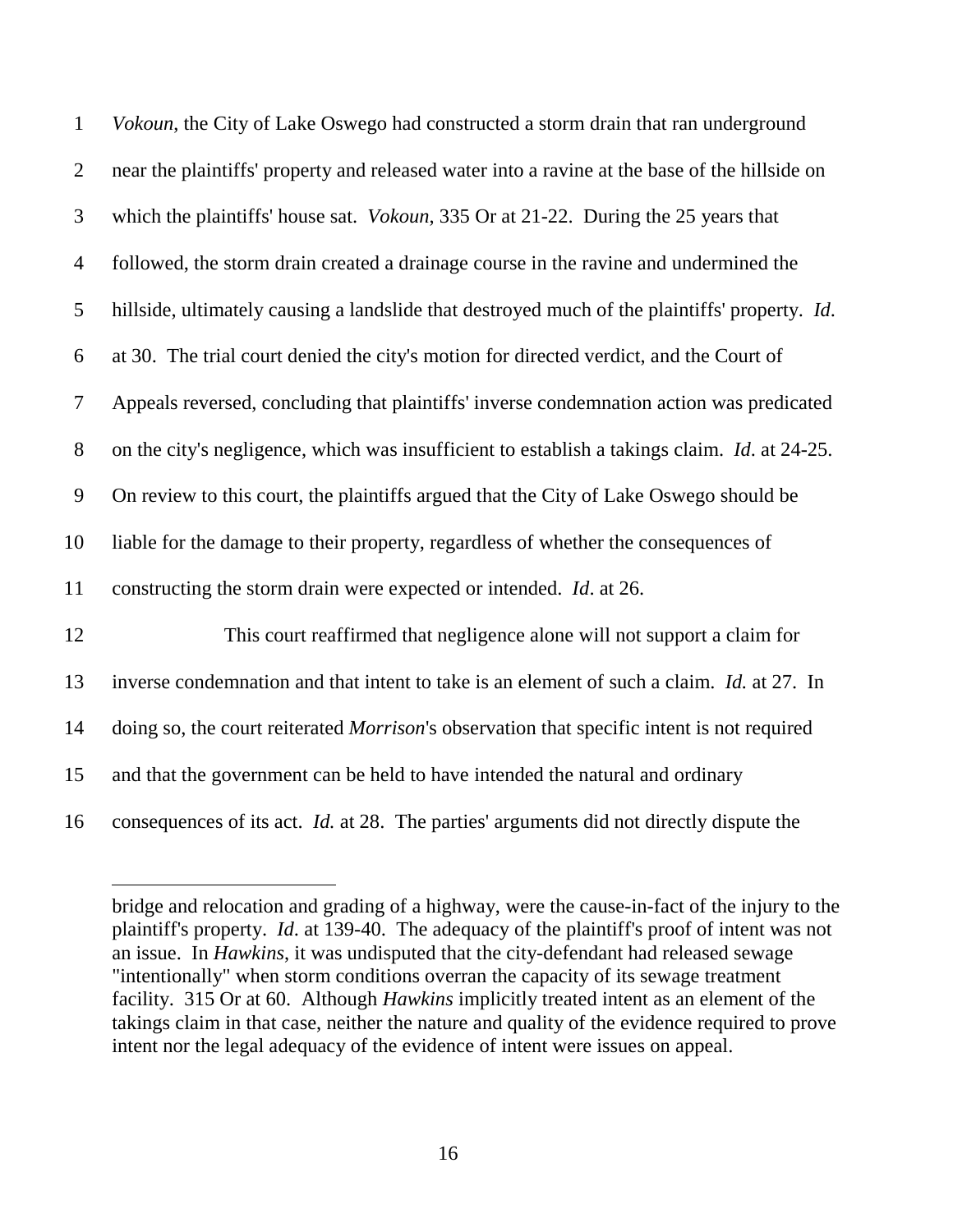*Vokoun*, the City of Lake Oswego had constructed a storm drain that ran underground near the plaintiffs' property and released water into a ravine at the base of the hillside on which the plaintiffs' house sat. *Vokoun*, 335 Or at 21-22. During the 25 years that followed, the storm drain created a drainage course in the ravine and undermined the hillside, ultimately causing a landslide that destroyed much of the plaintiffs' property. *Id*. at 30. The trial court denied the city's motion for directed verdict, and the Court of Appeals reversed, concluding that plaintiffs' inverse condemnation action was predicated on the city's negligence, which was insufficient to establish a takings claim. *Id*. at 24-25. On review to this court, the plaintiffs argued that the City of Lake Oswego should be liable for the damage to their property, regardless of whether the consequences of constructing the storm drain were expected or intended. *Id*. at 26.

This court reaffirmed that negligence alone will not support a claim for inverse condemnation and that intent to take is an element of such a claim. *Id.* at 27. In doing so, the court reiterated *Morrison*'s observation that specific intent is not required and that the government can be held to have intended the natural and ordinary consequences of its act. *Id.* at 28. The parties' arguments did not directly dispute the

---

bridge and relocation and grading of a highway, were the cause-in-fact of the injury to the plaintiff's property. *Id*. at 139-40. The adequacy of the plaintiff's proof of intent was not an issue. In *Hawkins*, it was undisputed that the city-defendant had released sewage "intentionally" when storm conditions overran the capacity of its sewage treatment facility. 315 Or at 60. Although *Hawkins* implicitly treated intent as an element of the takings claim in that case, neither the nature and quality of the evidence required to prove intent nor the legal adequacy of the evidence of intent were issues on appeal.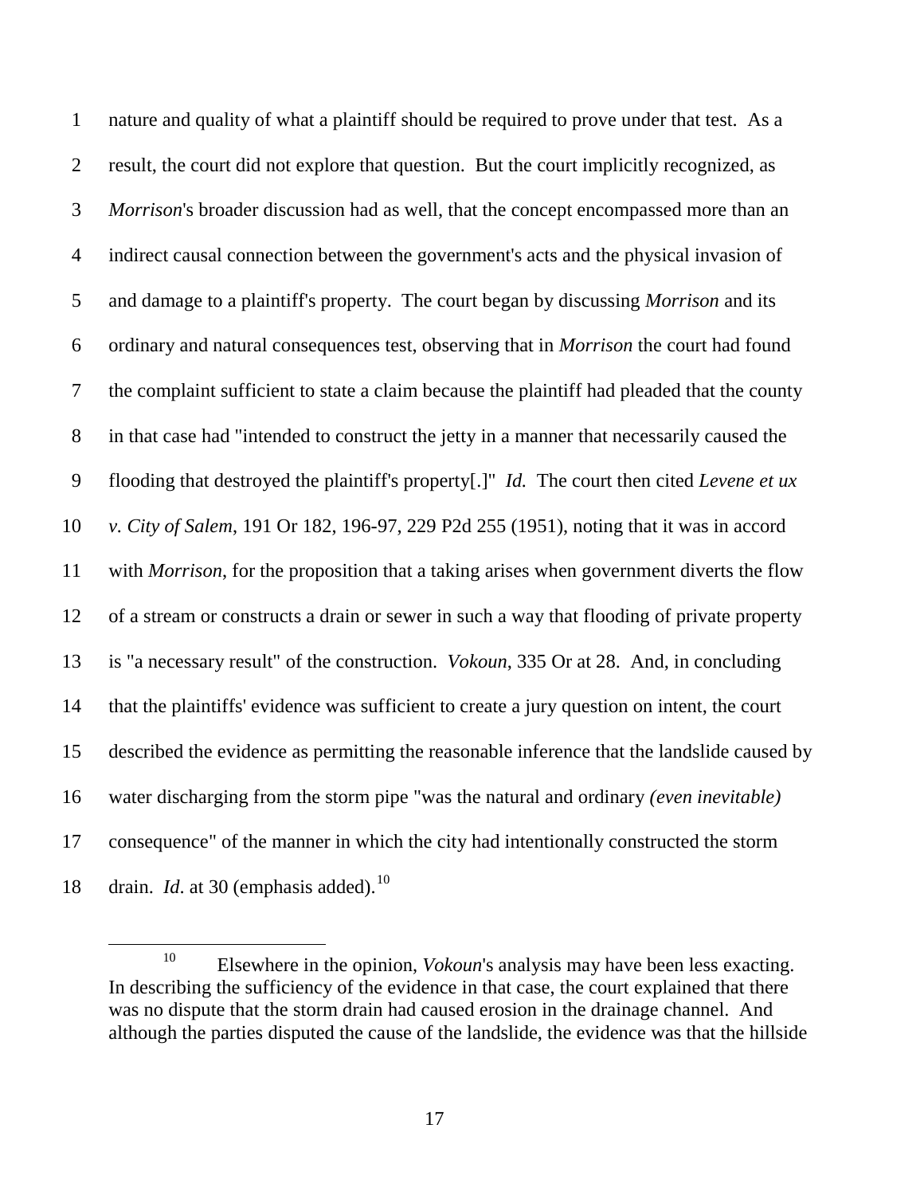nature and quality of what a plaintiff should be required to prove under that test. As a result, the court did not explore that question. But the court implicitly recognized, as *Morrison*'s broader discussion had as well, that the concept encompassed more than an indirect causal connection between the government's acts and the physical invasion of and damage to a plaintiff's property. The court began by discussing *Morrison* and its ordinary and natural consequences test, observing that in *Morrison* the court had found the complaint sufficient to state a claim because the plaintiff had pleaded that the county in that case had "intended to construct the jetty in a manner that necessarily caused the flooding that destroyed the plaintiff's property[.]" *Id.* The court then cited *Levene et ux v. City of Salem*, 191 Or 182, 196-97, 229 P2d 255 (1951), noting that it was in accord with *Morrison*, for the proposition that a taking arises when government diverts the flow of a stream or constructs a drain or sewer in such a way that flooding of private property is "a necessary result" of the construction. *Vokoun*, 335 Or at 28. And, in concluding that the plaintiffs' evidence was sufficient to create a jury question on intent, the court described the evidence as permitting the reasonable inference that the landslide caused by water discharging from the storm pipe "was the natural and ordinary *(even inevitable)* consequence" of the manner in which the city had intentionally constructed the storm drain. *Id*. at 30 (emphasis added).[10]

---

[10] Elsewhere in the opinion, *Vokoun*'s analysis may have been less exacting. In describing the sufficiency of the evidence in that case, the court explained that there was no dispute that the storm drain had caused erosion in the drainage channel. And although the parties disputed the cause of the landslide, the evidence was that the hillside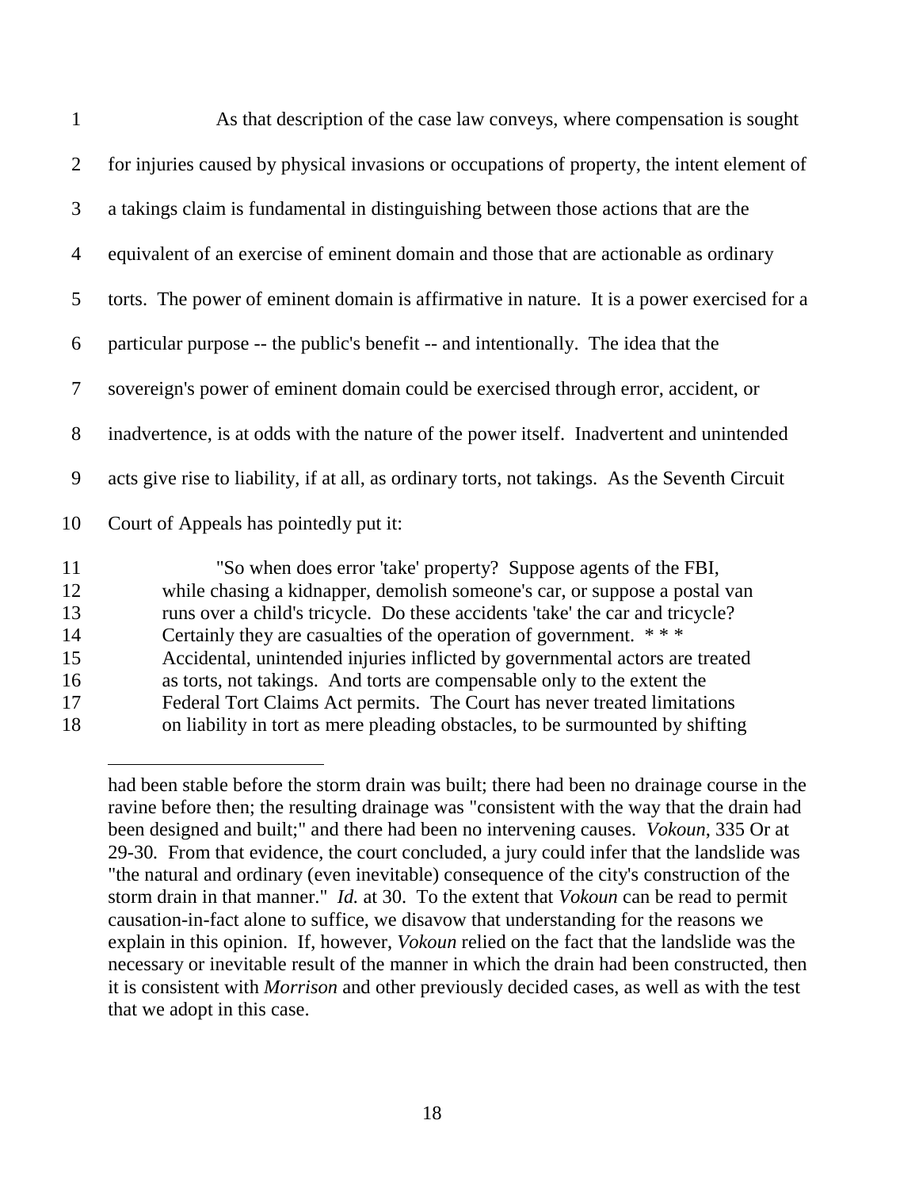As that description of the case law conveys, where compensation is sought for injuries caused by physical invasions or occupations of property, the intent element of a takings claim is fundamental in distinguishing between those actions that are the equivalent of an exercise of eminent domain and those that are actionable as ordinary torts. The power of eminent domain is affirmative in nature. It is a power exercised for a particular purpose -- the public's benefit -- and intentionally. The idea that the sovereign's power of eminent domain could be exercised through error, accident, or inadvertence, is at odds with the nature of the power itself. Inadvertent and unintended acts give rise to liability, if at all, as ordinary torts, not takings. As the Seventh Circuit Court of Appeals has pointedly put it:

> "So when does error 'take' property? Suppose agents of the FBI, while chasing a kidnapper, demolish someone's car, or suppose a postal van runs over a child's tricycle. Do these accidents 'take' the car and tricycle? Certainly they are casualties of the operation of government. * * * Accidental, unintended injuries inflicted by governmental actors are treated as torts, not takings. And torts are compensable only to the extent the Federal Tort Claims Act permits. The Court has never treated limitations on liability in tort as mere pleading obstacles, to be surmounted by shifting

---

had been stable before the storm drain was built; there had been no drainage course in the ravine before then; the resulting drainage was "consistent with the way that the drain had been designed and built;" and there had been no intervening causes. *Vokoun*, 335 Or at 29-30. From that evidence, the court concluded, a jury could infer that the landslide was "the natural and ordinary (even inevitable) consequence of the city's construction of the storm drain in that manner." *Id.* at 30. To the extent that *Vokoun* can be read to permit causation-in-fact alone to suffice, we disavow that understanding for the reasons we explain in this opinion. If, however, *Vokoun* relied on the fact that the landslide was the necessary or inevitable result of the manner in which the drain had been constructed, then it is consistent with *Morrison* and other previously decided cases, as well as with the test that we adopt in this case.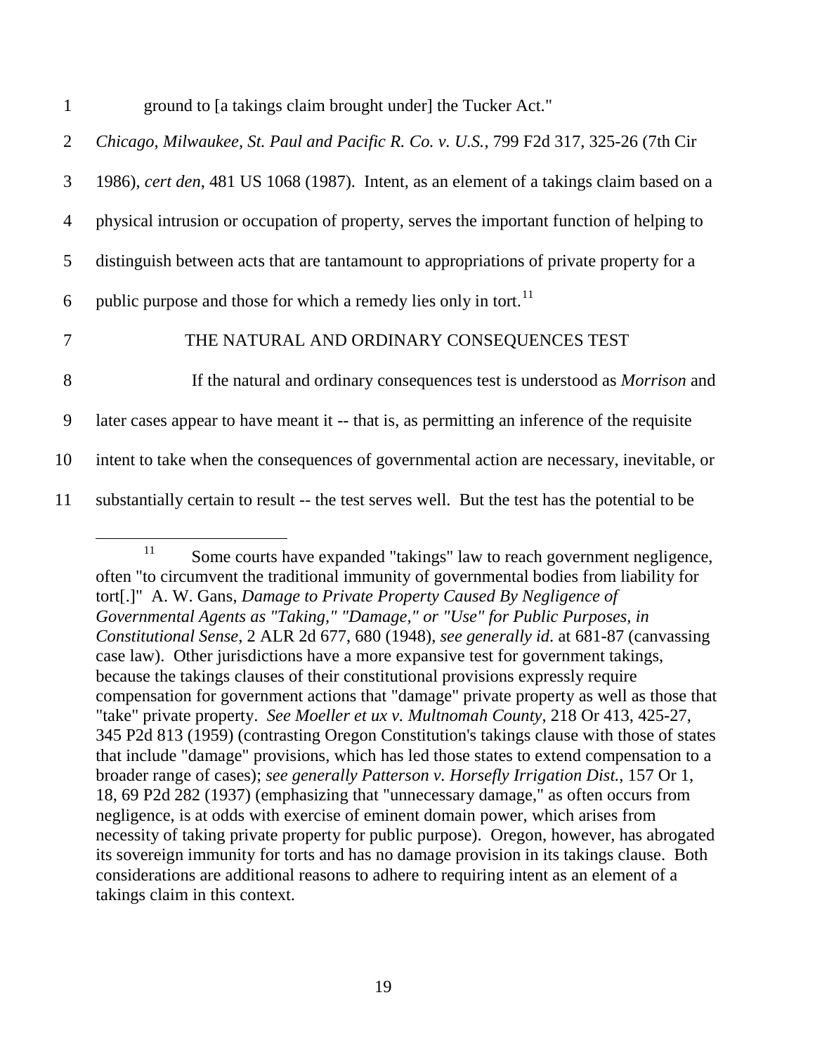ground to [a takings claim brought under] the Tucker Act." *Chicago, Milwaukee, St. Paul and Pacific R. Co. v. U.S.*, 799 F2d 317, 325-26 (7th Cir 1986), *cert den*, 481 US 1068 (1987). Intent, as an element of a takings claim based on a physical intrusion or occupation of property, serves the important function of helping to distinguish between acts that are tantamount to appropriations of private property for a public purpose and those for which a remedy lies only in tort.[11]

## THE NATURAL AND ORDINARY CONSEQUENCES TEST

If the natural and ordinary consequences test is understood as *Morrison* and later cases appear to have meant it -- that is, as permitting an inference of the requisite intent to take when the consequences of governmental action are necessary, inevitable, or substantially certain to result -- the test serves well. But the test has the potential to be

---

[11] Some courts have expanded "takings" law to reach government negligence, often "to circumvent the traditional immunity of governmental bodies from liability for tort[.]" A. W. Gans, *Damage to Private Property Caused By Negligence of Governmental Agents as "Taking," "Damage," or "Use" for Public Purposes, in Constitutional Sense*, 2 ALR 2d 677, 680 (1948), *see generally id*. at 681-87 (canvassing case law). Other jurisdictions have a more expansive test for government takings, because the takings clauses of their constitutional provisions expressly require compensation for government actions that "damage" private property as well as those that "take" private property. *See Moeller et ux v. Multnomah County*, 218 Or 413, 425-27, 345 P2d 813 (1959) (contrasting Oregon Constitution's takings clause with those of states that include "damage" provisions, which has led those states to extend compensation to a broader range of cases); *see generally Patterson v. Horsefly Irrigation Dist.*, 157 Or 1, 18, 69 P2d 282 (1937) (emphasizing that "unnecessary damage," as often occurs from negligence, is at odds with exercise of eminent domain power, which arises from necessity of taking private property for public purpose). Oregon, however, has abrogated its sovereign immunity for torts and has no damage provision in its takings clause. Both considerations are additional reasons to adhere to requiring intent as an element of a takings claim in this context.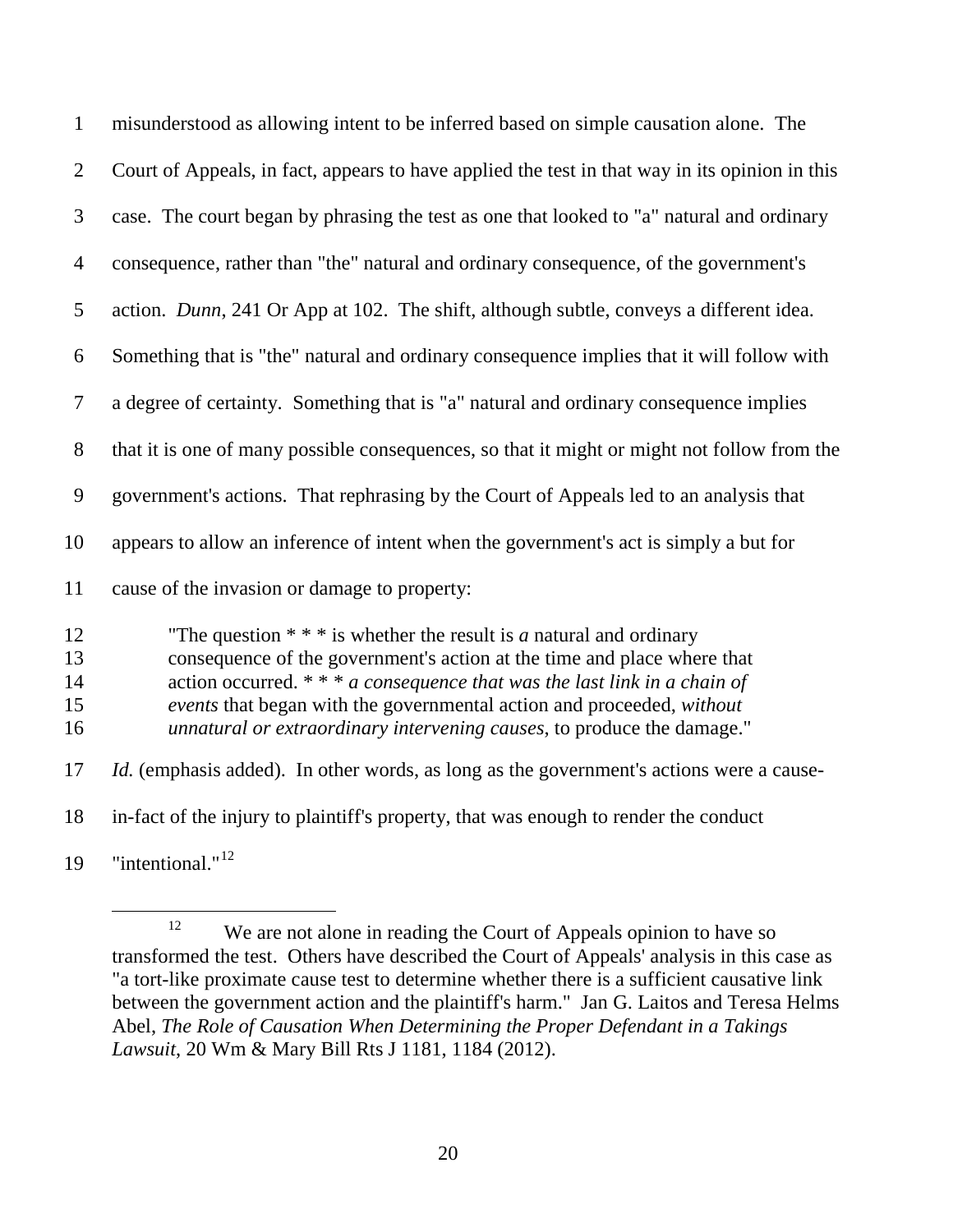misunderstood as allowing intent to be inferred based on simple causation alone. The Court of Appeals, in fact, appears to have applied the test in that way in its opinion in this case. The court began by phrasing the test as one that looked to "a" natural and ordinary consequence, rather than "the" natural and ordinary consequence, of the government's action. *Dunn*, 241 Or App at 102. The shift, although subtle, conveys a different idea. Something that is "the" natural and ordinary consequence implies that it will follow with a degree of certainty. Something that is "a" natural and ordinary consequence implies that it is one of many possible consequences, so that it might or might not follow from the government's actions. That rephrasing by the Court of Appeals led to an analysis that appears to allow an inference of intent when the government's act is simply a but for cause of the invasion or damage to property:

> "The question * * * is whether the result is *a* natural and ordinary consequence of the government's action at the time and place where that action occurred. * * * *a consequence that was the last link in a chain of events* that began with the governmental action and proceeded, *without unnatural or extraordinary intervening causes*, to produce the damage."

*Id.* (emphasis added). In other words, as long as the government's actions were a cause-in-fact of the injury to plaintiff's property, that was enough to render the conduct "intentional."[12]

[12] We are not alone in reading the Court of Appeals opinion to have so transformed the test. Others have described the Court of Appeals' analysis in this case as "a tort-like proximate cause test to determine whether there is a sufficient causative link between the government action and the plaintiff's harm." Jan G. Laitos and Teresa Helms Abel, *The Role of Causation When Determining the Proper Defendant in a Takings Lawsuit*, 20 Wm & Mary Bill Rts J 1181, 1184 (2012).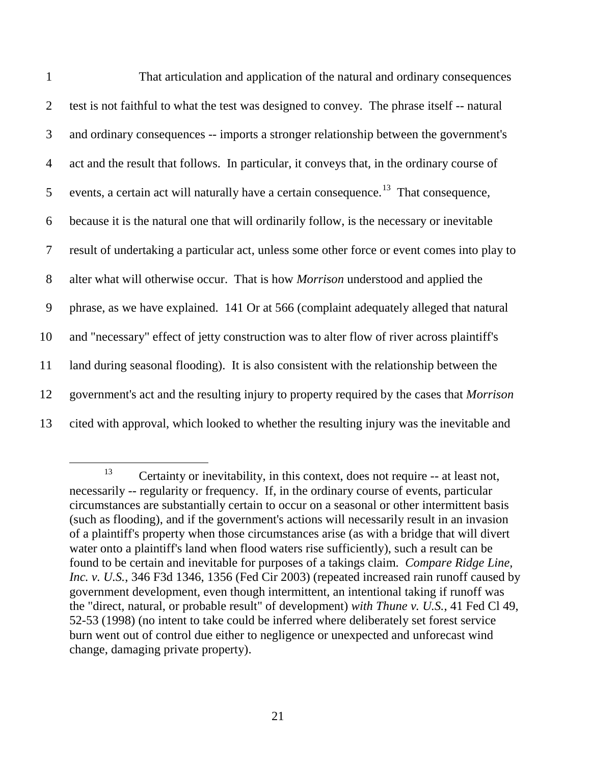That articulation and application of the natural and ordinary consequences test is not faithful to what the test was designed to convey. The phrase itself -- natural and ordinary consequences -- imports a stronger relationship between the government's act and the result that follows. In particular, it conveys that, in the ordinary course of events, a certain act will naturally have a certain consequence.[13] That consequence, because it is the natural one that will ordinarily follow, is the necessary or inevitable result of undertaking a particular act, unless some other force or event comes into play to alter what will otherwise occur. That is how *Morrison* understood and applied the phrase, as we have explained. 141 Or at 566 (complaint adequately alleged that natural and "necessary" effect of jetty construction was to alter flow of river across plaintiff's land during seasonal flooding). It is also consistent with the relationship between the government's act and the resulting injury to property required by the cases that *Morrison* cited with approval, which looked to whether the resulting injury was the inevitable and

---

[13] Certainty or inevitability, in this context, does not require -- at least not, necessarily -- regularity or frequency. If, in the ordinary course of events, particular circumstances are substantially certain to occur on a seasonal or other intermittent basis (such as flooding), and if the government's actions will necessarily result in an invasion of a plaintiff's property when those circumstances arise (as with a bridge that will divert water onto a plaintiff's land when flood waters rise sufficiently), such a result can be found to be certain and inevitable for purposes of a takings claim. *Compare Ridge Line, Inc. v. U.S.*, 346 F3d 1346, 1356 (Fed Cir 2003) (repeated increased rain runoff caused by government development, even though intermittent, an intentional taking if runoff was the "direct, natural, or probable result" of development) *with Thune v. U.S.*, 41 Fed Cl 49, 52-53 (1998) (no intent to take could be inferred where deliberately set forest service burn went out of control due either to negligence or unexpected and unforecast wind change, damaging private property).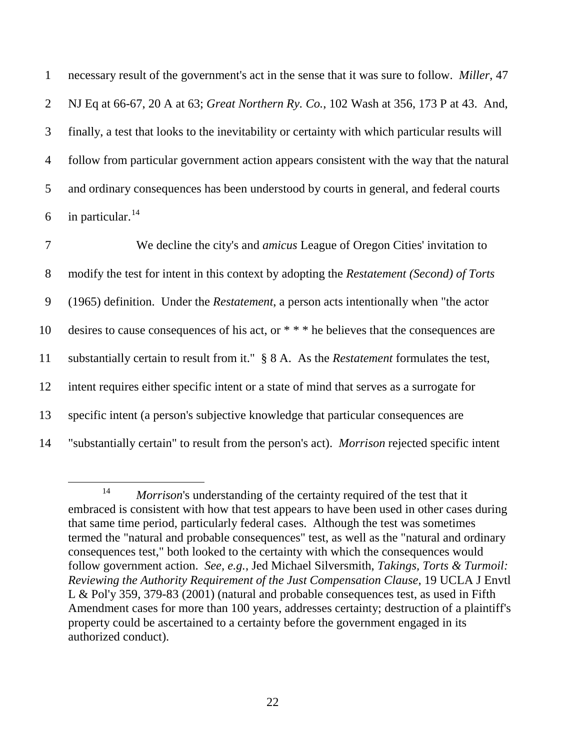necessary result of the government's act in the sense that it was sure to follow. *Miller*, 47 NJ Eq at 66-67, 20 A at 63; *Great Northern Ry. Co.*, 102 Wash at 356, 173 P at 43. And, finally, a test that looks to the inevitability or certainty with which particular results will follow from particular government action appears consistent with the way that the natural and ordinary consequences has been understood by courts in general, and federal courts in particular.[14]

We decline the city's and *amicus* League of Oregon Cities' invitation to modify the test for intent in this context by adopting the *Restatement (Second) of Torts* (1965) definition. Under the *Restatement*, a person acts intentionally when "the actor desires to cause consequences of his act, or * * * he believes that the consequences are substantially certain to result from it." § 8 A. As the *Restatement* formulates the test, intent requires either specific intent or a state of mind that serves as a surrogate for specific intent (a person's subjective knowledge that particular consequences are "substantially certain" to result from the person's act). *Morrison* rejected specific intent

---

[14] *Morrison*'s understanding of the certainty required of the test that it embraced is consistent with how that test appears to have been used in other cases during that same time period, particularly federal cases. Although the test was sometimes termed the "natural and probable consequences" test, as well as the "natural and ordinary consequences test," both looked to the certainty with which the consequences would follow government action. *See, e.g.*, Jed Michael Silversmith, *Takings, Torts & Turmoil: Reviewing the Authority Requirement of the Just Compensation Clause*, 19 UCLA J Envtl L & Pol'y 359, 379-83 (2001) (natural and probable consequences test, as used in Fifth Amendment cases for more than 100 years, addresses certainty; destruction of a plaintiff's property could be ascertained to a certainty before the government engaged in its authorized conduct).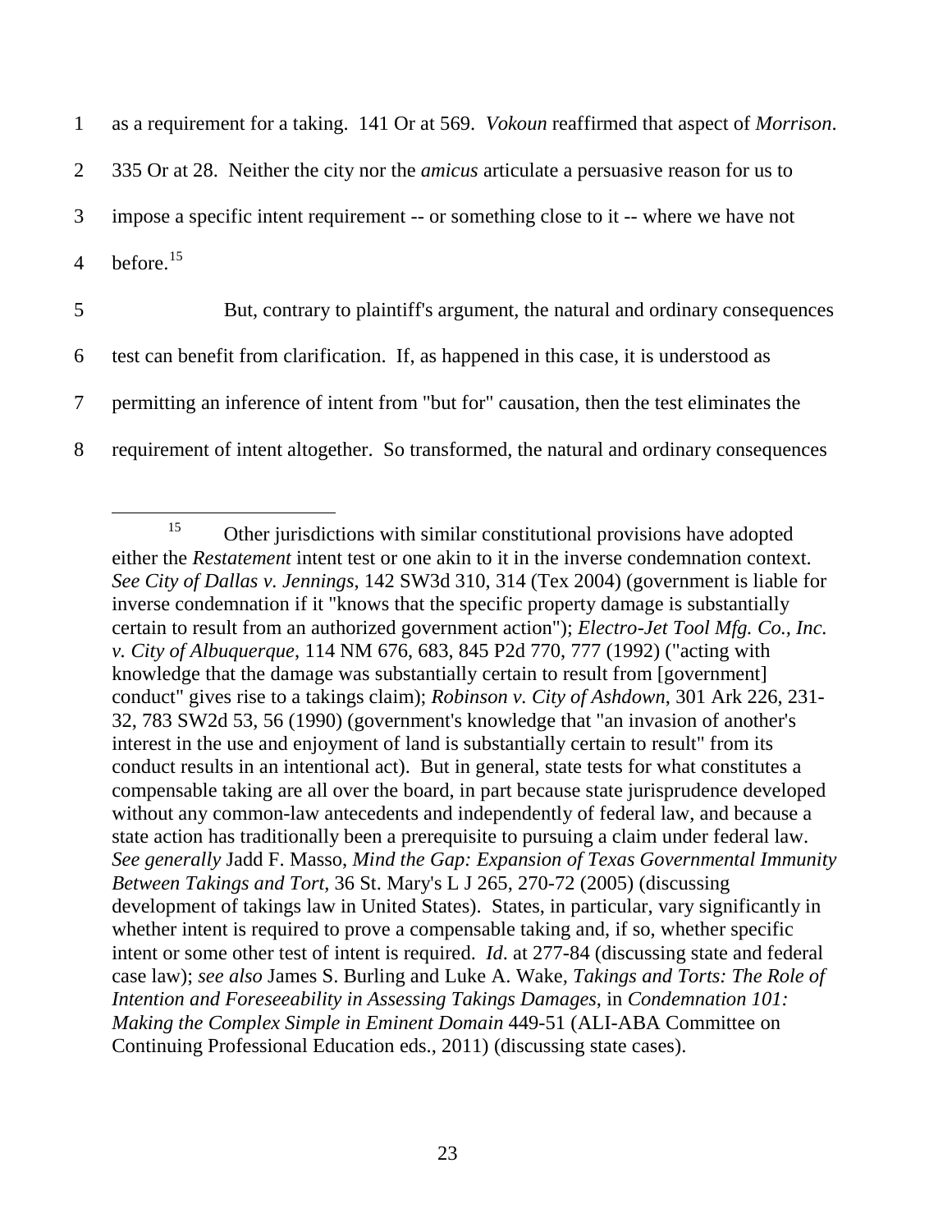as a requirement for a taking. 141 Or at 569. *Vokoun* reaffirmed that aspect of *Morrison*. 335 Or at 28. Neither the city nor the *amicus* articulate a persuasive reason for us to impose a specific intent requirement -- or something close to it -- where we have not before.[15]

But, contrary to plaintiff's argument, the natural and ordinary consequences test can benefit from clarification. If, as happened in this case, it is understood as permitting an inference of intent from "but for" causation, then the test eliminates the requirement of intent altogether. So transformed, the natural and ordinary consequences

---

[15] Other jurisdictions with similar constitutional provisions have adopted either the *Restatement* intent test or one akin to it in the inverse condemnation context. *See City of Dallas v. Jennings*, 142 SW3d 310, 314 (Tex 2004) (government is liable for inverse condemnation if it "knows that the specific property damage is substantially certain to result from an authorized government action"); *Electro-Jet Tool Mfg. Co., Inc. v. City of Albuquerque*, 114 NM 676, 683, 845 P2d 770, 777 (1992) ("acting with knowledge that the damage was substantially certain to result from [government] conduct" gives rise to a takings claim); *Robinson v. City of Ashdown*, 301 Ark 226, 231-32, 783 SW2d 53, 56 (1990) (government's knowledge that "an invasion of another's interest in the use and enjoyment of land is substantially certain to result" from its conduct results in an intentional act). But in general, state tests for what constitutes a compensable taking are all over the board, in part because state jurisprudence developed without any common-law antecedents and independently of federal law, and because a state action has traditionally been a prerequisite to pursuing a claim under federal law. *See generally* Jadd F. Masso, *Mind the Gap: Expansion of Texas Governmental Immunity Between Takings and Tort*, 36 St. Mary's L J 265, 270-72 (2005) (discussing development of takings law in United States). States, in particular, vary significantly in whether intent is required to prove a compensable taking and, if so, whether specific intent or some other test of intent is required. *Id*. at 277-84 (discussing state and federal case law); *see also* James S. Burling and Luke A. Wake, *Takings and Torts: The Role of Intention and Foreseeability in Assessing Takings Damages*, in *Condemnation 101: Making the Complex Simple in Eminent Domain* 449-51 (ALI-ABA Committee on Continuing Professional Education eds., 2011) (discussing state cases).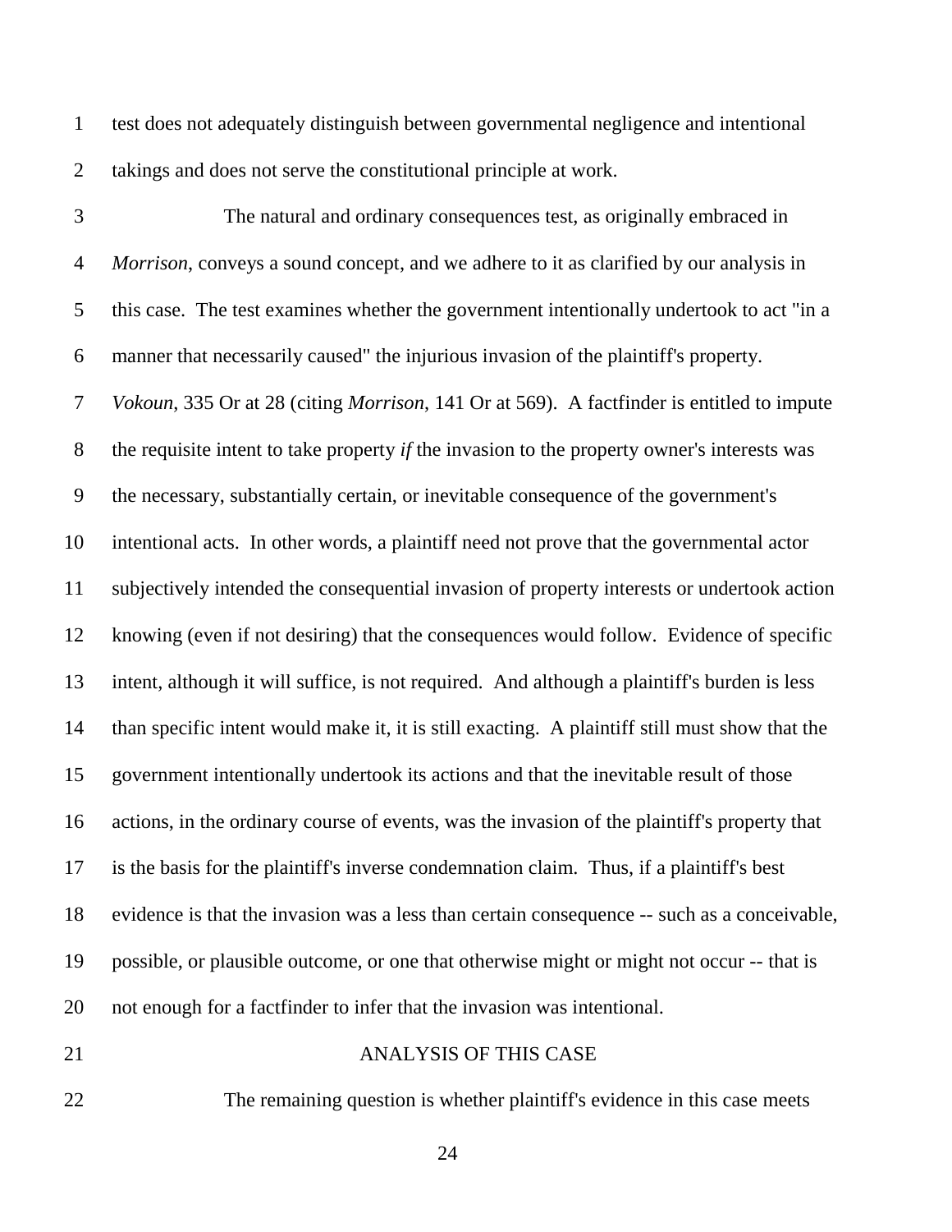test does not adequately distinguish between governmental negligence and intentional takings and does not serve the constitutional principle at work.

The natural and ordinary consequences test, as originally embraced in *Morrison*, conveys a sound concept, and we adhere to it as clarified by our analysis in this case. The test examines whether the government intentionally undertook to act "in a manner that necessarily caused" the injurious invasion of the plaintiff's property. *Vokoun*, 335 Or at 28 (citing *Morrison*, 141 Or at 569). A factfinder is entitled to impute the requisite intent to take property *if* the invasion to the property owner's interests was the necessary, substantially certain, or inevitable consequence of the government's intentional acts. In other words, a plaintiff need not prove that the governmental actor subjectively intended the consequential invasion of property interests or undertook action knowing (even if not desiring) that the consequences would follow. Evidence of specific intent, although it will suffice, is not required. And although a plaintiff's burden is less than specific intent would make it, it is still exacting. A plaintiff still must show that the government intentionally undertook its actions and that the inevitable result of those actions, in the ordinary course of events, was the invasion of the plaintiff's property that is the basis for the plaintiff's inverse condemnation claim. Thus, if a plaintiff's best evidence is that the invasion was a less than certain consequence -- such as a conceivable, possible, or plausible outcome, or one that otherwise might or might not occur -- that is not enough for a factfinder to infer that the invasion was intentional.

## ANALYSIS OF THIS CASE

The remaining question is whether plaintiff's evidence in this case meets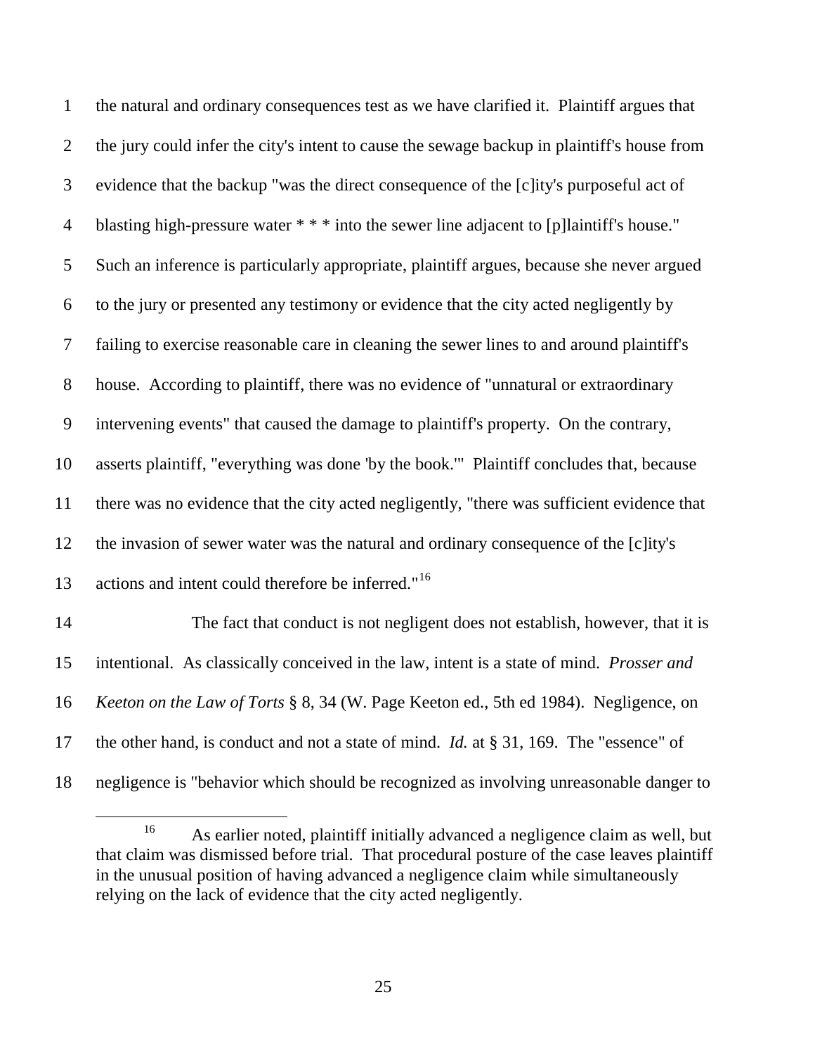the natural and ordinary consequences test as we have clarified it. Plaintiff argues that the jury could infer the city's intent to cause the sewage backup in plaintiff's house from evidence that the backup "was the direct consequence of the [c]ity's purposeful act of blasting high-pressure water * * * into the sewer line adjacent to [p]laintiff's house." Such an inference is particularly appropriate, plaintiff argues, because she never argued to the jury or presented any testimony or evidence that the city acted negligently by failing to exercise reasonable care in cleaning the sewer lines to and around plaintiff's house. According to plaintiff, there was no evidence of "unnatural or extraordinary intervening events" that caused the damage to plaintiff's property. On the contrary, asserts plaintiff, "everything was done 'by the book.'" Plaintiff concludes that, because there was no evidence that the city acted negligently, "there was sufficient evidence that the invasion of sewer water was the natural and ordinary consequence of the [c]ity's actions and intent could therefore be inferred."[16]

The fact that conduct is not negligent does not establish, however, that it is intentional. As classically conceived in the law, intent is a state of mind. *Prosser and Keeton on the Law of Torts* § 8, 34 (W. Page Keeton ed., 5th ed 1984). Negligence, on the other hand, is conduct and not a state of mind. *Id.* at § 31, 169. The "essence" of negligence is "behavior which should be recognized as involving unreasonable danger to

[16] As earlier noted, plaintiff initially advanced a negligence claim as well, but that claim was dismissed before trial. That procedural posture of the case leaves plaintiff in the unusual position of having advanced a negligence claim while simultaneously relying on the lack of evidence that the city acted negligently.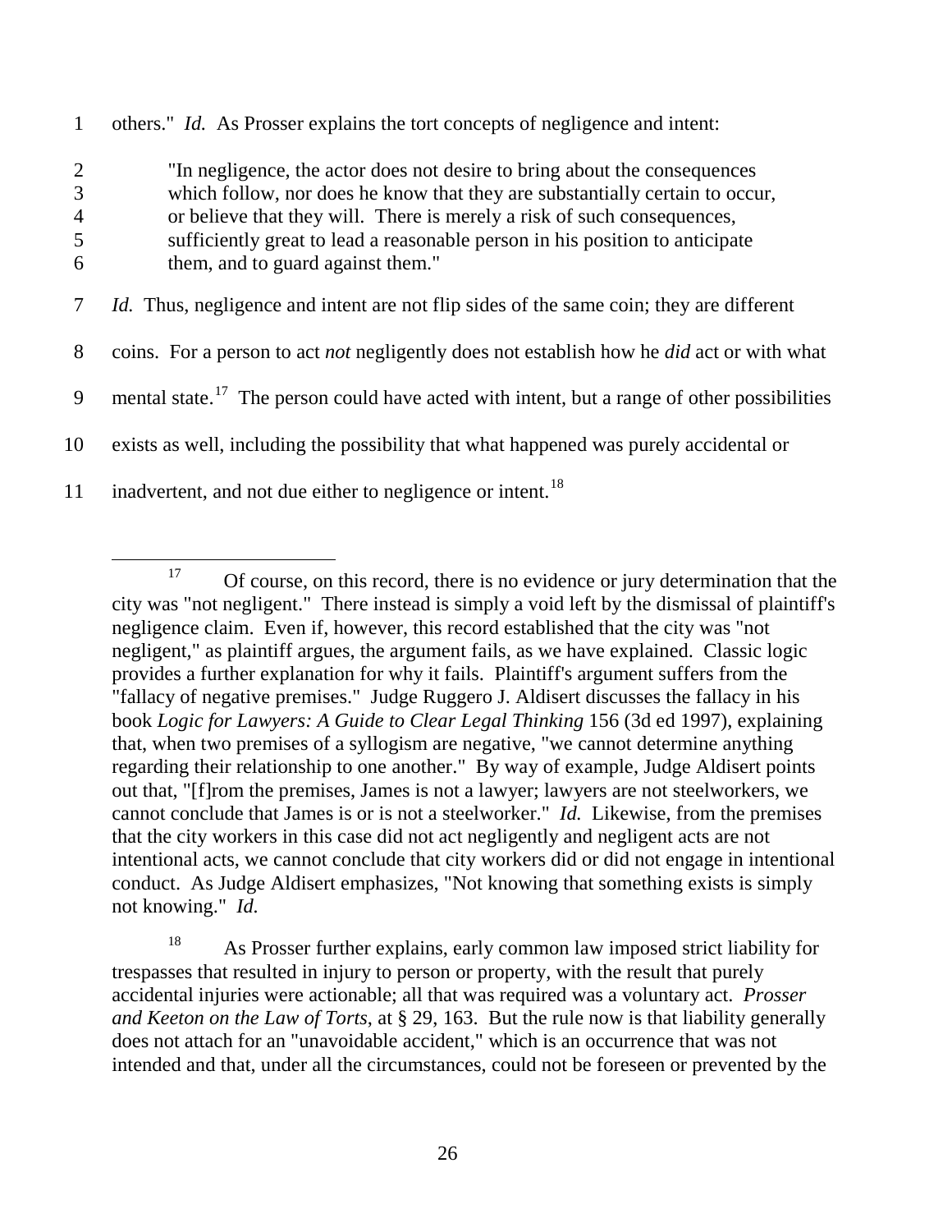others." *Id.* As Prosser explains the tort concepts of negligence and intent:

> "In negligence, the actor does not desire to bring about the consequences which follow, nor does he know that they are substantially certain to occur, or believe that they will. There is merely a risk of such consequences, sufficiently great to lead a reasonable person in his position to anticipate them, and to guard against them."

*Id.* Thus, negligence and intent are not flip sides of the same coin; they are different coins. For a person to act *not* negligently does not establish how he *did* act or with what mental state.[17] The person could have acted with intent, but a range of other possibilities exists as well, including the possibility that what happened was purely accidental or inadvertent, and not due either to negligence or intent.[18]

---

[17] Of course, on this record, there is no evidence or jury determination that the city was "not negligent." There instead is simply a void left by the dismissal of plaintiff's negligence claim. Even if, however, this record established that the city was "not negligent," as plaintiff argues, the argument fails, as we have explained. Classic logic provides a further explanation for why it fails. Plaintiff's argument suffers from the "fallacy of negative premises." Judge Ruggero J. Aldisert discusses the fallacy in his book *Logic for Lawyers: A Guide to Clear Legal Thinking* 156 (3d ed 1997), explaining that, when two premises of a syllogism are negative, "we cannot determine anything regarding their relationship to one another." By way of example, Judge Aldisert points out that, "[f]rom the premises, James is not a lawyer; lawyers are not steelworkers, we cannot conclude that James is or is not a steelworker." *Id.* Likewise, from the premises that the city workers in this case did not act negligently and negligent acts are not intentional acts, we cannot conclude that city workers did or did not engage in intentional conduct. As Judge Aldisert emphasizes, "Not knowing that something exists is simply not knowing." *Id.*

[18] As Prosser further explains, early common law imposed strict liability for trespasses that resulted in injury to person or property, with the result that purely accidental injuries were actionable; all that was required was a voluntary act. *Prosser and Keeton on the Law of Torts*, at § 29, 163. But the rule now is that liability generally does not attach for an "unavoidable accident," which is an occurrence that was not intended and that, under all the circumstances, could not be foreseen or prevented by the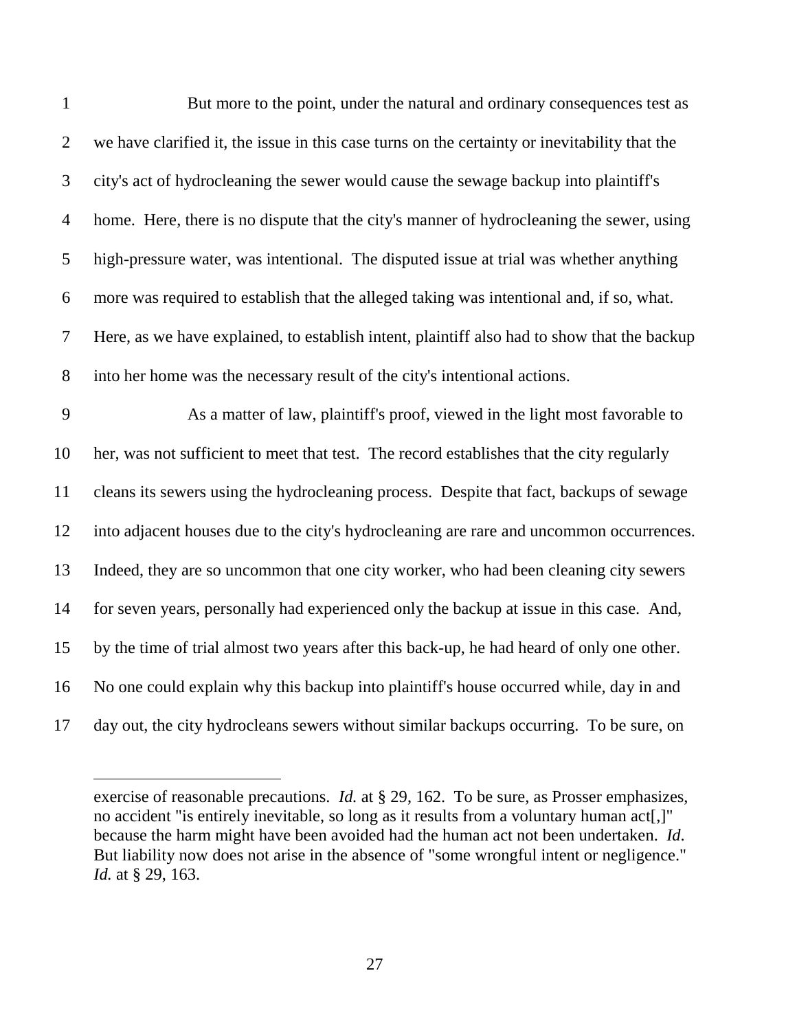But more to the point, under the natural and ordinary consequences test as we have clarified it, the issue in this case turns on the certainty or inevitability that the city's act of hydrocleaning the sewer would cause the sewage backup into plaintiff's home. Here, there is no dispute that the city's manner of hydrocleaning the sewer, using high-pressure water, was intentional. The disputed issue at trial was whether anything more was required to establish that the alleged taking was intentional and, if so, what. Here, as we have explained, to establish intent, plaintiff also had to show that the backup into her home was the necessary result of the city's intentional actions.

As a matter of law, plaintiff's proof, viewed in the light most favorable to her, was not sufficient to meet that test. The record establishes that the city regularly cleans its sewers using the hydrocleaning process. Despite that fact, backups of sewage into adjacent houses due to the city's hydrocleaning are rare and uncommon occurrences. Indeed, they are so uncommon that one city worker, who had been cleaning city sewers for seven years, personally had experienced only the backup at issue in this case. And, by the time of trial almost two years after this back-up, he had heard of only one other. No one could explain why this backup into plaintiff's house occurred while, day in and day out, the city hydrocleans sewers without similar backups occurring. To be sure, on

---

exercise of reasonable precautions. *Id.* at § 29, 162. To be sure, as Prosser emphasizes, no accident "is entirely inevitable, so long as it results from a voluntary human act[,]" because the harm might have been avoided had the human act not been undertaken. *Id*. But liability now does not arise in the absence of "some wrongful intent or negligence." *Id.* at § 29, 163.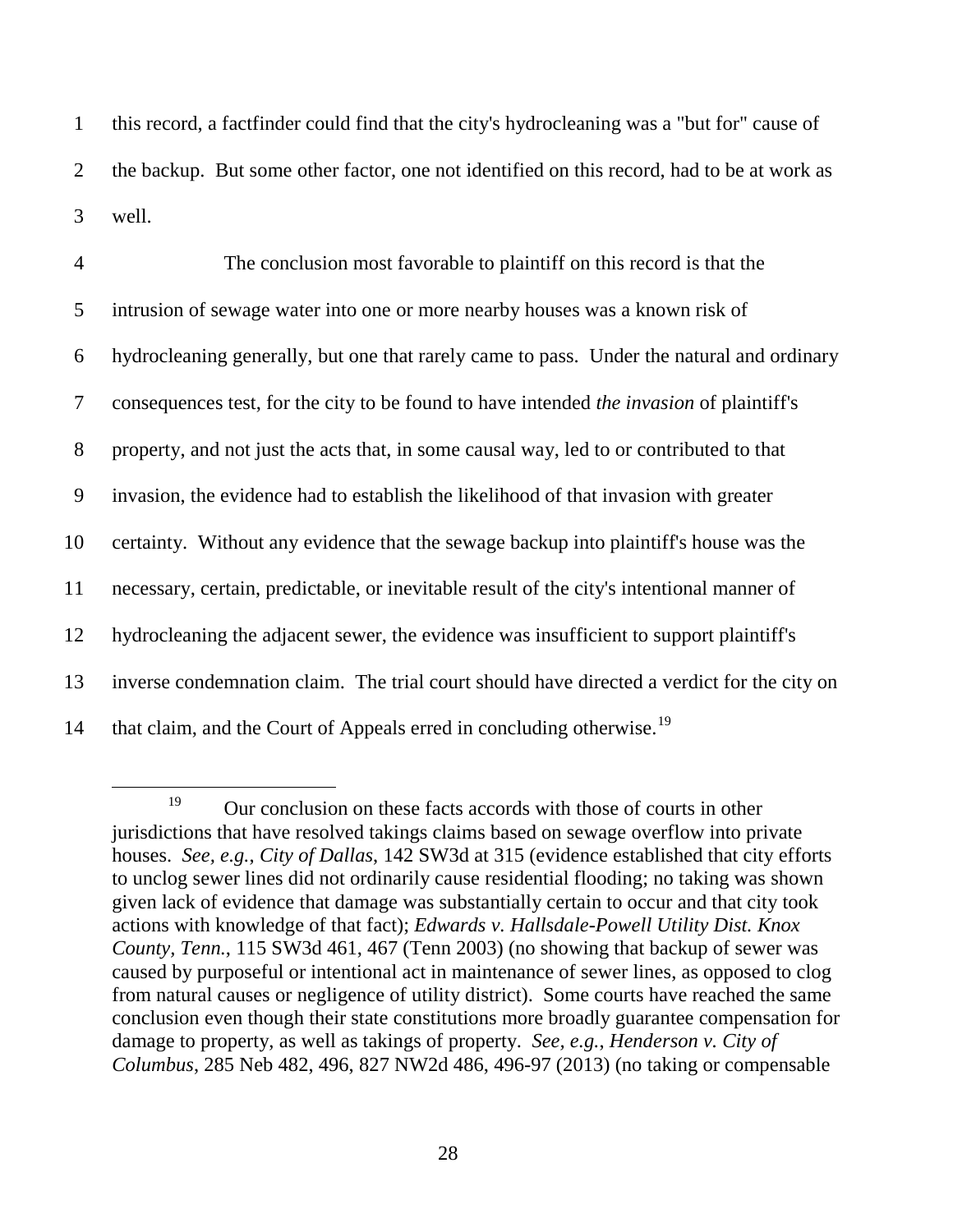this record, a factfinder could find that the city's hydrocleaning was a "but for" cause of the backup. But some other factor, one not identified on this record, had to be at work as well.

The conclusion most favorable to plaintiff on this record is that the intrusion of sewage water into one or more nearby houses was a known risk of hydrocleaning generally, but one that rarely came to pass. Under the natural and ordinary consequences test, for the city to be found to have intended *the invasion* of plaintiff's property, and not just the acts that, in some causal way, led to or contributed to that invasion, the evidence had to establish the likelihood of that invasion with greater certainty. Without any evidence that the sewage backup into plaintiff's house was the necessary, certain, predictable, or inevitable result of the city's intentional manner of hydrocleaning the adjacent sewer, the evidence was insufficient to support plaintiff's inverse condemnation claim. The trial court should have directed a verdict for the city on that claim, and the Court of Appeals erred in concluding otherwise.[19]

---

[19] Our conclusion on these facts accords with those of courts in other jurisdictions that have resolved takings claims based on sewage overflow into private houses. *See, e.g.*, *City of Dallas*, 142 SW3d at 315 (evidence established that city efforts to unclog sewer lines did not ordinarily cause residential flooding; no taking was shown given lack of evidence that damage was substantially certain to occur and that city took actions with knowledge of that fact); *Edwards v. Hallsdale-Powell Utility Dist. Knox County, Tenn.*, 115 SW3d 461, 467 (Tenn 2003) (no showing that backup of sewer was caused by purposeful or intentional act in maintenance of sewer lines, as opposed to clog from natural causes or negligence of utility district). Some courts have reached the same conclusion even though their state constitutions more broadly guarantee compensation for damage to property, as well as takings of property. *See, e.g.*, *Henderson v. City of Columbus*, 285 Neb 482, 496, 827 NW2d 486, 496-97 (2013) (no taking or compensable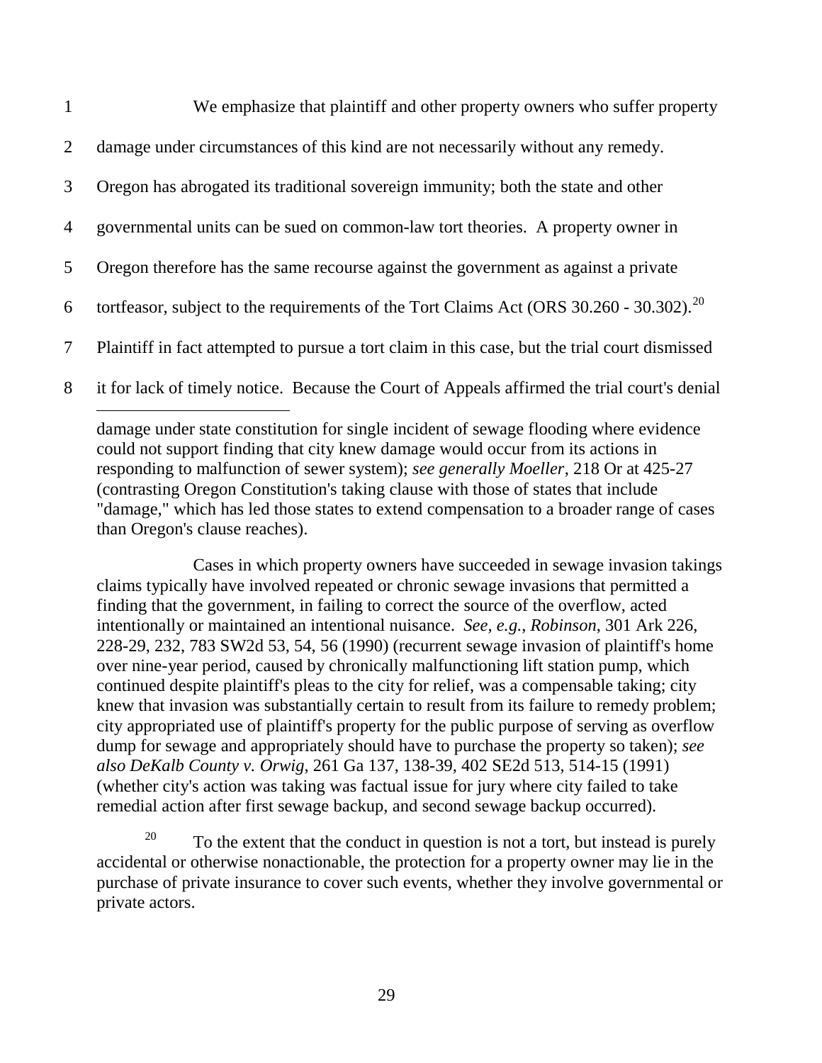We emphasize that plaintiff and other property owners who suffer property damage under circumstances of this kind are not necessarily without any remedy. Oregon has abrogated its traditional sovereign immunity; both the state and other governmental units can be sued on common-law tort theories. A property owner in Oregon therefore has the same recourse against the government as against a private tortfeasor, subject to the requirements of the Tort Claims Act (ORS 30.260 - 30.302).[20] Plaintiff in fact attempted to pursue a tort claim in this case, but the trial court dismissed it for lack of timely notice. Because the Court of Appeals affirmed the trial court's denial

---

damage under state constitution for single incident of sewage flooding where evidence could not support finding that city knew damage would occur from its actions in responding to malfunction of sewer system); *see generally Moeller*, 218 Or at 425-27 (contrasting Oregon Constitution's taking clause with those of states that include "damage," which has led those states to extend compensation to a broader range of cases than Oregon's clause reaches).

Cases in which property owners have succeeded in sewage invasion takings claims typically have involved repeated or chronic sewage invasions that permitted a finding that the government, in failing to correct the source of the overflow, acted intentionally or maintained an intentional nuisance. *See, e.g., Robinson*, 301 Ark 226, 228-29, 232, 783 SW2d 53, 54, 56 (1990) (recurrent sewage invasion of plaintiff's home over nine-year period, caused by chronically malfunctioning lift station pump, which continued despite plaintiff's pleas to the city for relief, was a compensable taking; city knew that invasion was substantially certain to result from its failure to remedy problem; city appropriated use of plaintiff's property for the public purpose of serving as overflow dump for sewage and appropriately should have to purchase the property so taken); *see also DeKalb County v. Orwig*, 261 Ga 137, 138-39, 402 SE2d 513, 514-15 (1991) (whether city's action was taking was factual issue for jury where city failed to take remedial action after first sewage backup, and second sewage backup occurred).

[20] To the extent that the conduct in question is not a tort, but instead is purely accidental or otherwise nonactionable, the protection for a property owner may lie in the purchase of private insurance to cover such events, whether they involve governmental or private actors.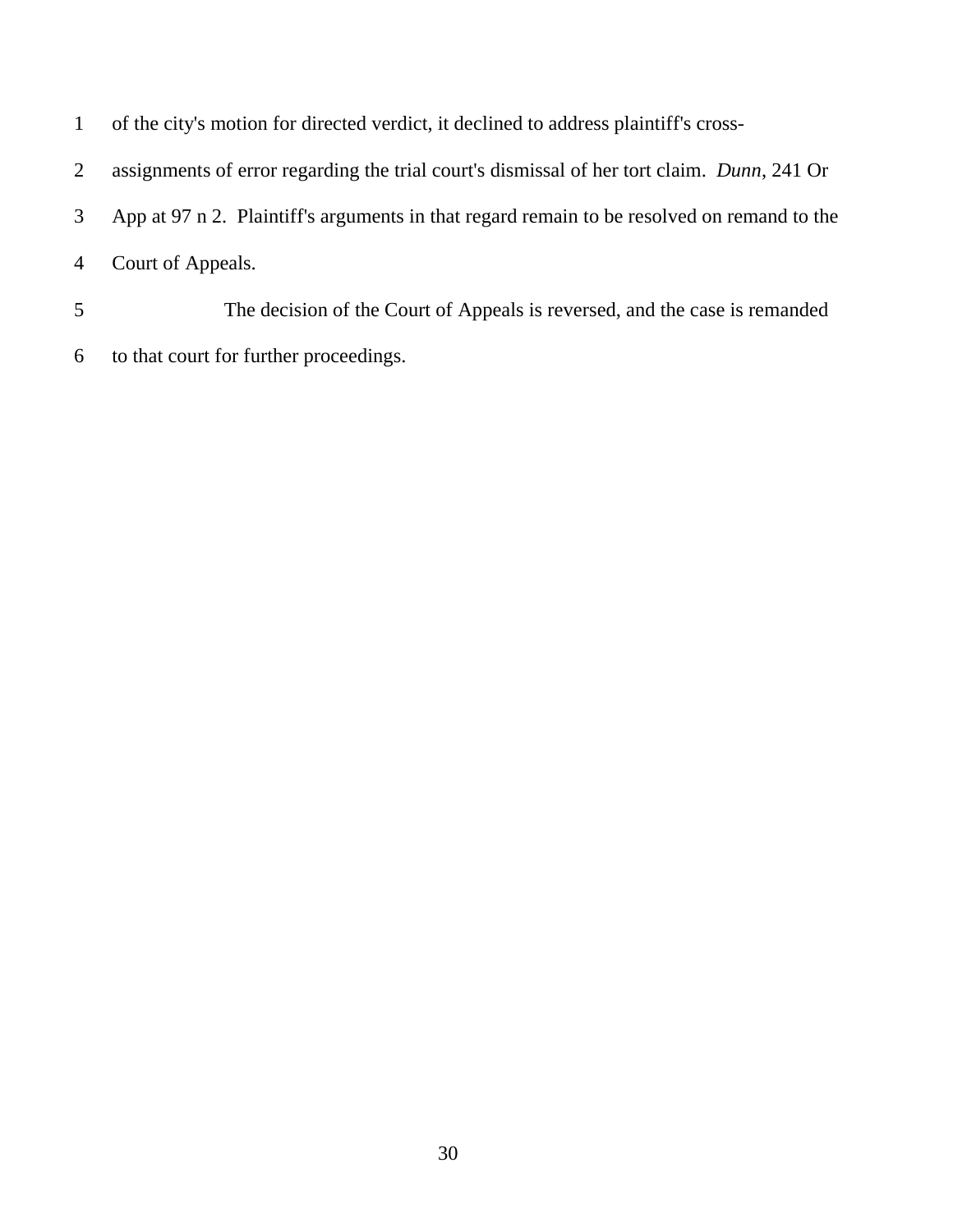of the city's motion for directed verdict, it declined to address plaintiff's cross-assignments of error regarding the trial court's dismissal of her tort claim. *Dunn*, 241 Or App at 97 n 2. Plaintiff's arguments in that regard remain to be resolved on remand to the Court of Appeals.

The decision of the Court of Appeals is reversed, and the case is remanded to that court for further proceedings.